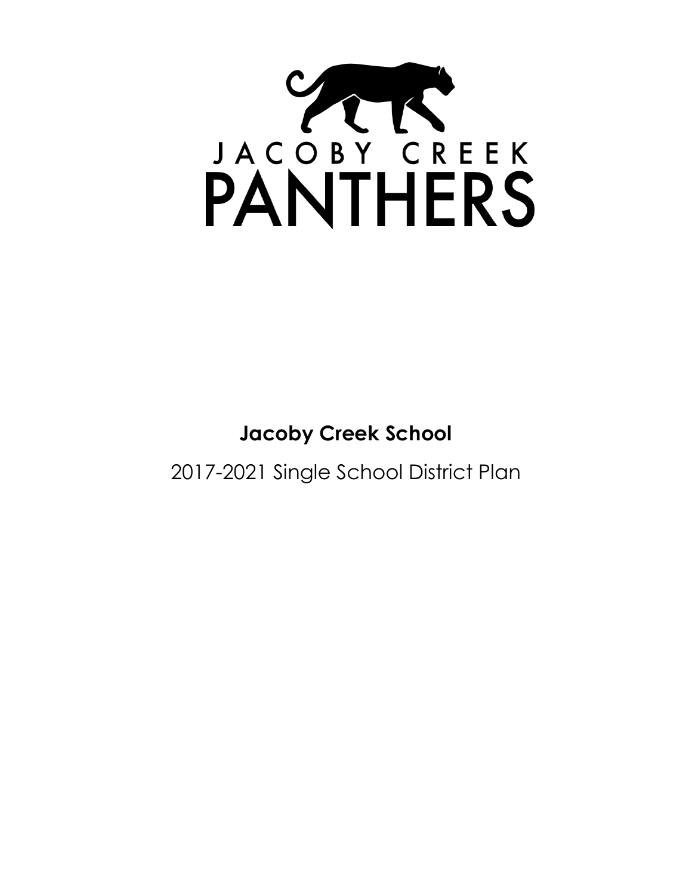JACOBY CREEK

PANTHERS

**Jacoby Creek School**

2017-2021 Single School District Plan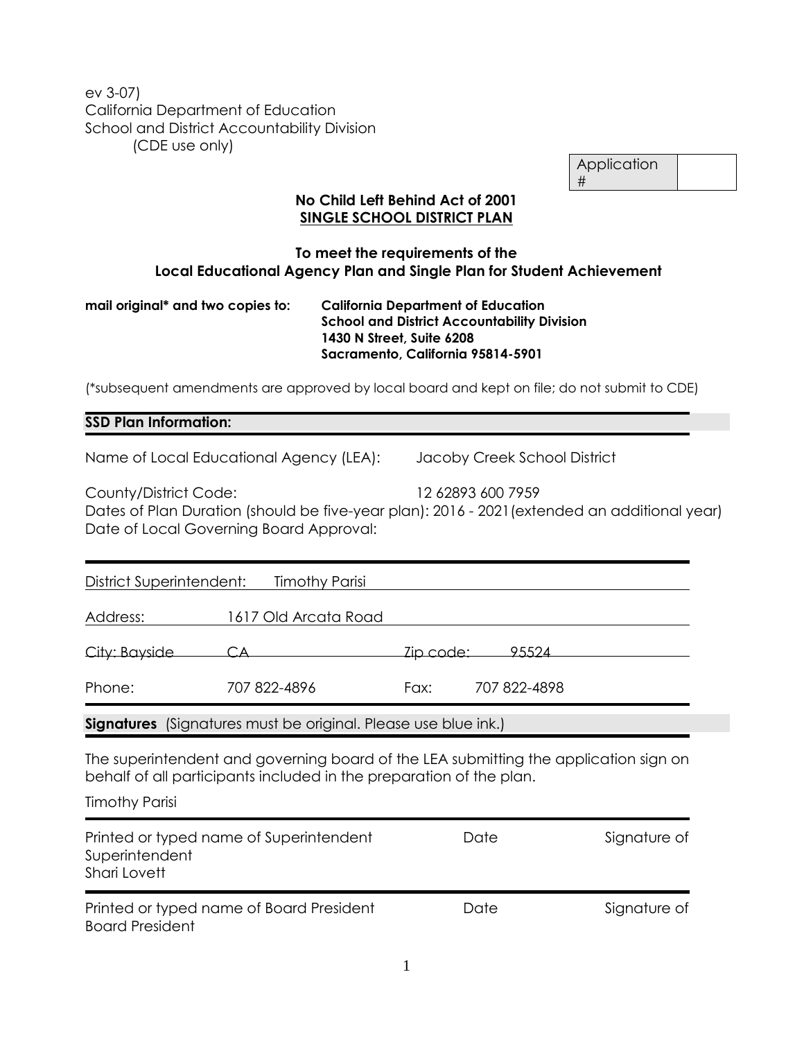ev 3-07)
California Department of Education
School and District Accountability Division
(CDE use only)

| Application # | |
|---|---|

**No Child Left Behind Act of 2001**
**SINGLE SCHOOL DISTRICT PLAN**

**To meet the requirements of the**
**Local Educational Agency Plan and Single Plan for Student Achievement**

**mail original\* and two copies to:** **California Department of Education**
**School and District Accountability Division**
**1430 N Street, Suite 6208**
**Sacramento, California 95814-5901**

(\*subsequent amendments are approved by local board and kept on file; do not submit to CDE)

**SSD Plan Information:**

Name of Local Educational Agency (LEA): Jacoby Creek School District

County/District Code: 12 62893 600 7959

Dates of Plan Duration (should be five-year plan): 2016 - 2021(extended an additional year)

Date of Local Governing Board Approval:

District Superintendent: Timothy Parisi

Address: 1617 Old Arcata Road

City: Bayside CA Zip code: 95524

Phone: 707 822-4896 Fax: 707 822-4898

**Signatures** (Signatures must be original. Please use blue ink.)

The superintendent and governing board of the LEA submitting the application sign on behalf of all participants included in the preparation of the plan.

Timothy Parisi

Printed or typed name of Superintendent Date Signature of Superintendent

Shari Lovett

Printed or typed name of Board President Date Signature of Board President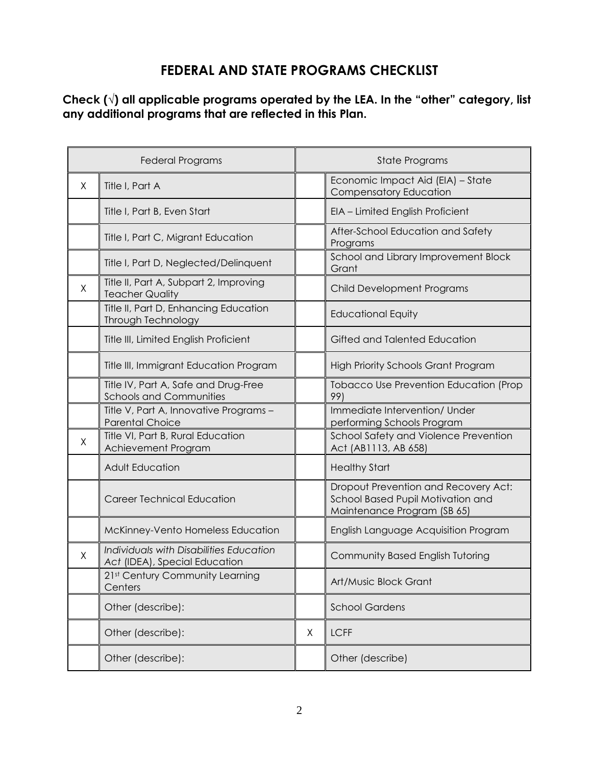# FEDERAL AND STATE PROGRAMS CHECKLIST

**Check (√) all applicable programs operated by the LEA. In the "other" category, list any additional programs that are reflected in this Plan.**

| Federal Programs | | State Programs | |
|---|---|---|---|
| X | Title I, Part A | | Economic Impact Aid (EIA) – State Compensatory Education |
| | Title I, Part B, Even Start | | EIA – Limited English Proficient |
| | Title I, Part C, Migrant Education | | After-School Education and Safety Programs |
| | Title I, Part D, Neglected/Delinquent | | School and Library Improvement Block Grant |
| X | Title II, Part A, Subpart 2, Improving Teacher Quality | | Child Development Programs |
| | Title II, Part D, Enhancing Education Through Technology | | Educational Equity |
| | Title III, Limited English Proficient | | Gifted and Talented Education |
| | Title III, Immigrant Education Program | | High Priority Schools Grant Program |
| | Title IV, Part A, Safe and Drug-Free Schools and Communities | | Tobacco Use Prevention Education (Prop 99) |
| | Title V, Part A, Innovative Programs – Parental Choice | | Immediate Intervention/ Under performing Schools Program |
| X | Title VI, Part B, Rural Education Achievement Program | | School Safety and Violence Prevention Act (AB1113, AB 658) |
| | Adult Education | | Healthy Start |
| | Career Technical Education | | Dropout Prevention and Recovery Act: School Based Pupil Motivation and Maintenance Program (SB 65) |
| | McKinney-Vento Homeless Education | | English Language Acquisition Program |
| X | *Individuals with Disabilities Education Act* (IDEA), Special Education | | Community Based English Tutoring |
| | 21st Century Community Learning Centers | | Art/Music Block Grant |
| | Other (describe): | | School Gardens |
| | Other (describe): | X | LCFF |
| | Other (describe): | | Other (describe) |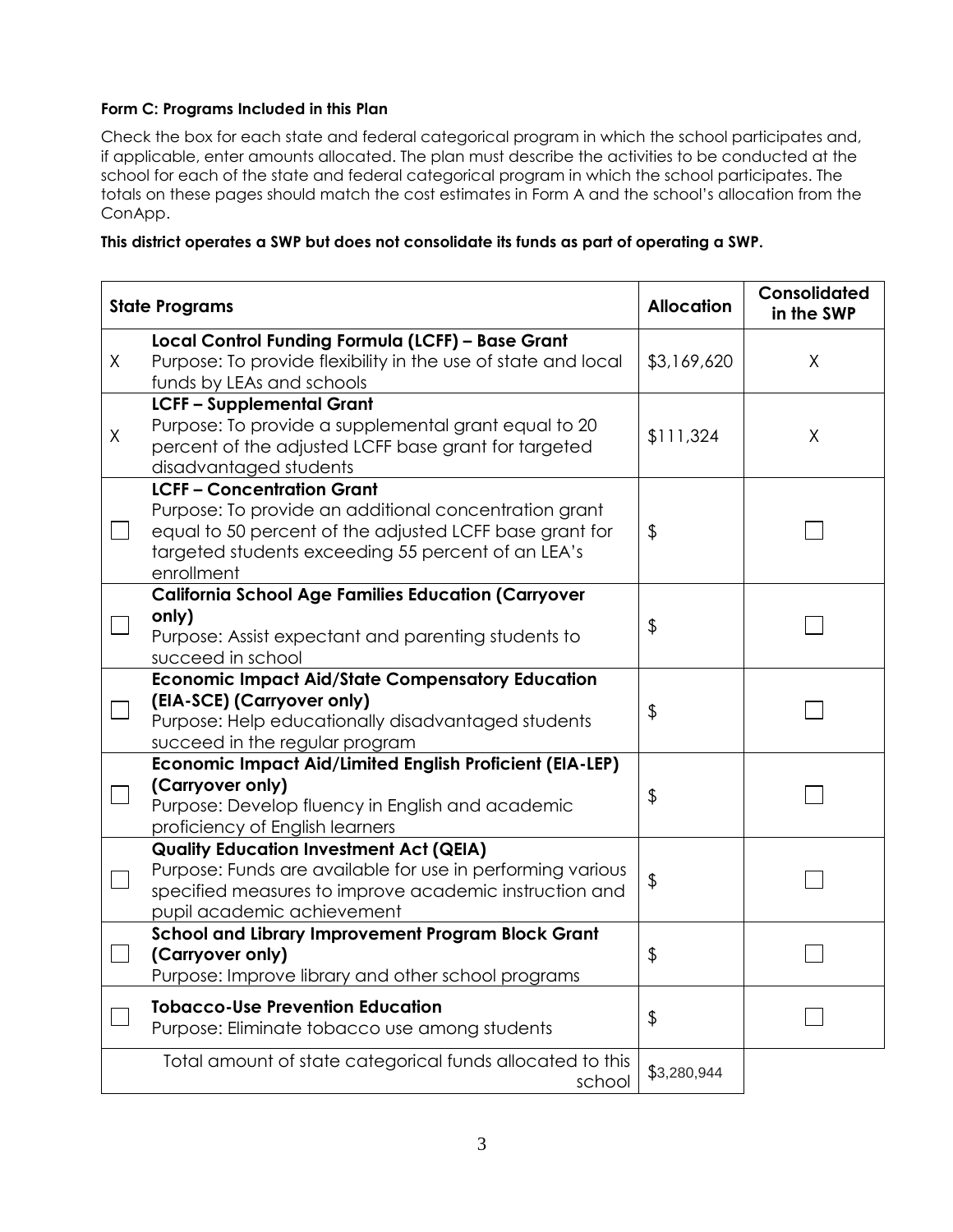**Form C: Programs Included in this Plan**

Check the box for each state and federal categorical program in which the school participates and, if applicable, enter amounts allocated. The plan must describe the activities to be conducted at the school for each of the state and federal categorical program in which the school participates. The totals on these pages should match the cost estimates in Form A and the school's allocation from the ConApp.

**This district operates a SWP but does not consolidate its funds as part of operating a SWP.**

| | State Programs | Allocation | Consolidated in the SWP |
|---|---|---|---|
| X | **Local Control Funding Formula (LCFF) – Base Grant** Purpose: To provide flexibility in the use of state and local funds by LEAs and schools | $3,169,620 | X |
| X | **LCFF – Supplemental Grant** Purpose: To provide a supplemental grant equal to 20 percent of the adjusted LCFF base grant for targeted disadvantaged students | $111,324 | X |
| ☐ | **LCFF – Concentration Grant** Purpose: To provide an additional concentration grant equal to 50 percent of the adjusted LCFF base grant for targeted students exceeding 55 percent of an LEA's enrollment | $ | ☐ |
| ☐ | **California School Age Families Education (Carryover only)** Purpose: Assist expectant and parenting students to succeed in school | $ | ☐ |
| ☐ | **Economic Impact Aid/State Compensatory Education (EIA-SCE) (Carryover only)** Purpose: Help educationally disadvantaged students succeed in the regular program | $ | ☐ |
| ☐ | **Economic Impact Aid/Limited English Proficient (EIA-LEP) (Carryover only)** Purpose: Develop fluency in English and academic proficiency of English learners | $ | ☐ |
| ☐ | **Quality Education Investment Act (QEIA)** Purpose: Funds are available for use in performing various specified measures to improve academic instruction and pupil academic achievement | $ | ☐ |
| ☐ | **School and Library Improvement Program Block Grant (Carryover only)** Purpose: Improve library and other school programs | $ | ☐ |
| ☐ | **Tobacco-Use Prevention Education** Purpose: Eliminate tobacco use among students | $ | ☐ |
| | Total amount of state categorical funds allocated to this school | $3,280,944 | |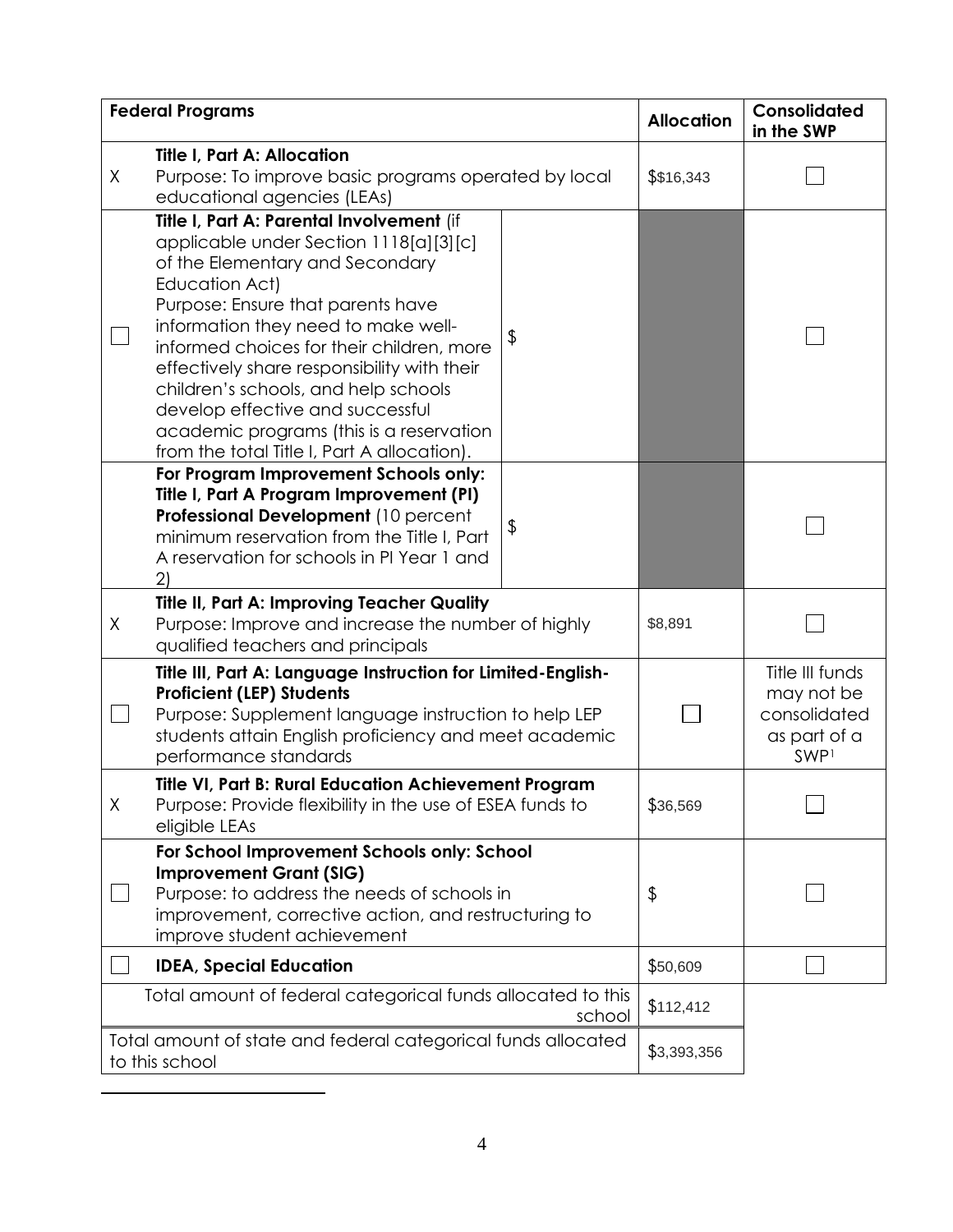| | Federal Programs | Allocation | Consolidated in the SWP |
|---|---|---|---|
| X | **Title I, Part A: Allocation** Purpose: To improve basic programs operated by local educational agencies (LEAs) | $$16,343 | ☐ |
| ☐ | **Title I, Part A: Parental Involvement** (if applicable under Section 1118[a][3][c] of the Elementary and Secondary Education Act) Purpose: Ensure that parents have information they need to make well-informed choices for their children, more effectively share responsibility with their children's schools, and help schools develop effective and successful academic programs (this is a reservation from the total Title I, Part A allocation). $ | | ☐ |
| | **For Program Improvement Schools only: Title I, Part A Program Improvement (PI) Professional Development** (10 percent minimum reservation from the Title I, Part A reservation for schools in PI Year 1 and 2) $ | | ☐ |
| X | **Title II, Part A: Improving Teacher Quality** Purpose: Improve and increase the number of highly qualified teachers and principals | $8,891 | ☐ |
| ☐ | **Title III, Part A: Language Instruction for Limited-English-Proficient (LEP) Students** Purpose: Supplement language instruction to help LEP students attain English proficiency and meet academic performance standards | ☐ | Title III funds may not be consolidated as part of a SWP[1] |
| X | **Title VI, Part B: Rural Education Achievement Program** Purpose: Provide flexibility in the use of ESEA funds to eligible LEAs | $36,569 | ☐ |
| ☐ | **For School Improvement Schools only: School Improvement Grant (SIG)** Purpose: to address the needs of schools in improvement, corrective action, and restructuring to improve student achievement | $ | ☐ |
| ☐ | **IDEA, Special Education** | $50,609 | ☐ |
| | Total amount of federal categorical funds allocated to this school | $112,412 | |
| | Total amount of state and federal categorical funds allocated to this school | $3,393,356 | |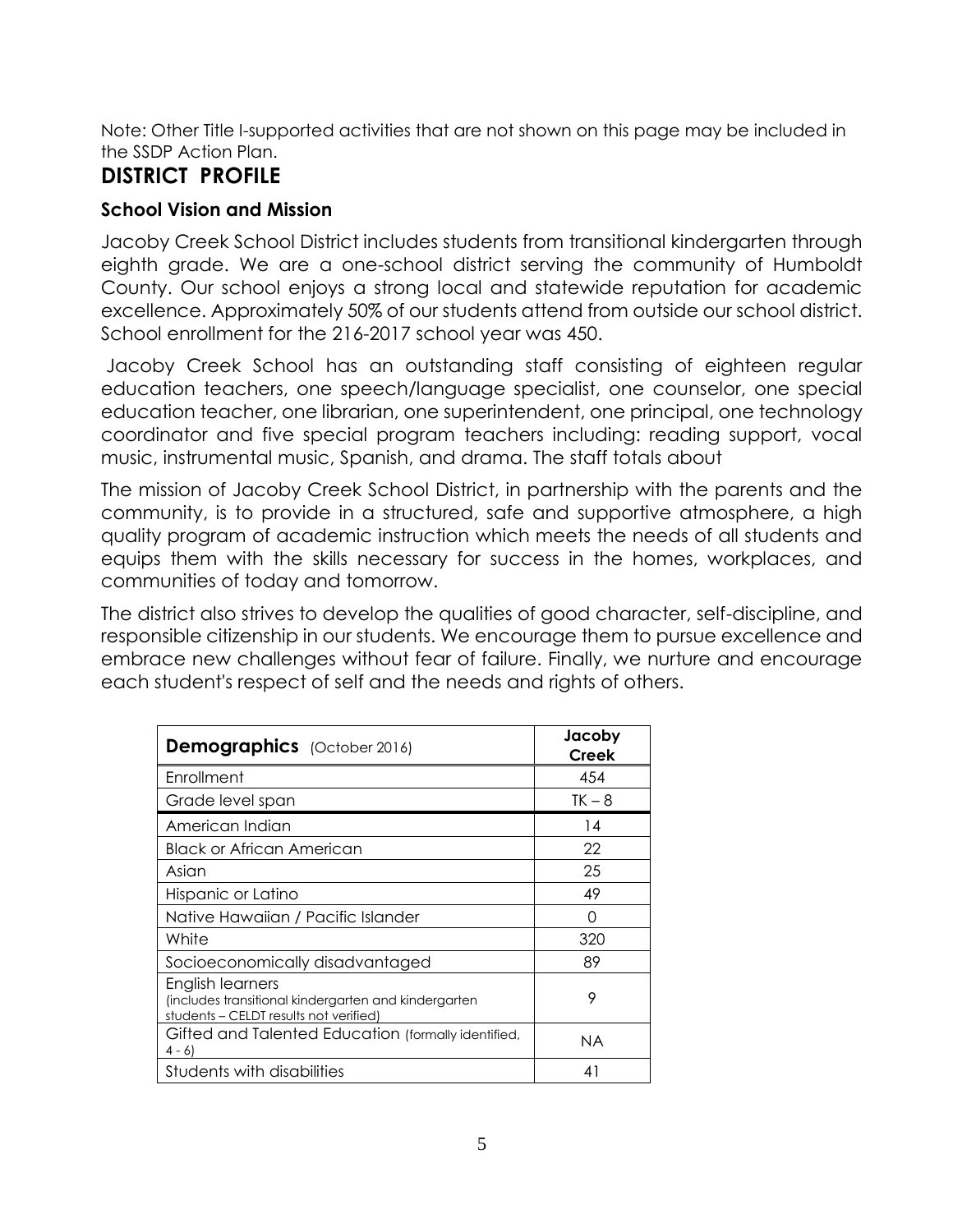Note: Other Title I-supported activities that are not shown on this page may be included in the SSDP Action Plan.

# DISTRICT PROFILE

### School Vision and Mission

Jacoby Creek School District includes students from transitional kindergarten through eighth grade. We are a one-school district serving the community of Humboldt County. Our school enjoys a strong local and statewide reputation for academic excellence. Approximately 50% of our students attend from outside our school district. School enrollment for the 216-2017 school year was 450.

Jacoby Creek School has an outstanding staff consisting of eighteen regular education teachers, one speech/language specialist, one counselor, one special education teacher, one librarian, one superintendent, one principal, one technology coordinator and five special program teachers including: reading support, vocal music, instrumental music, Spanish, and drama. The staff totals about

The mission of Jacoby Creek School District, in partnership with the parents and the community, is to provide in a structured, safe and supportive atmosphere, a high quality program of academic instruction which meets the needs of all students and equips them with the skills necessary for success in the homes, workplaces, and communities of today and tomorrow.

The district also strives to develop the qualities of good character, self-discipline, and responsible citizenship in our students. We encourage them to pursue excellence and embrace new challenges without fear of failure. Finally, we nurture and encourage each student's respect of self and the needs and rights of others.

| **Demographics** (October 2016) | **Jacoby Creek** |
|---|---|
| Enrollment | 454 |
| Grade level span | TK – 8 |
| American Indian | 14 |
| Black or African American | 22 |
| Asian | 25 |
| Hispanic or Latino | 49 |
| Native Hawaiian / Pacific Islander | 0 |
| White | 320 |
| Socioeconomically disadvantaged | 89 |
| English learners (includes transitional kindergarten and kindergarten students – CELDT results not verified) | 9 |
| Gifted and Talented Education (formally identified, 4 - 6) | NA |
| Students with disabilities | 41 |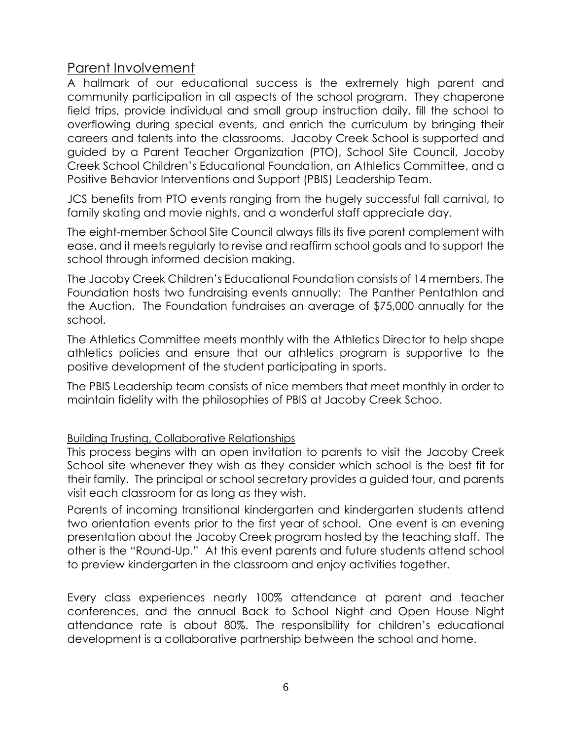## Parent Involvement

A hallmark of our educational success is the extremely high parent and community participation in all aspects of the school program. They chaperone field trips, provide individual and small group instruction daily, fill the school to overflowing during special events, and enrich the curriculum by bringing their careers and talents into the classrooms. Jacoby Creek School is supported and guided by a Parent Teacher Organization (PTO), School Site Council, Jacoby Creek School Children's Educational Foundation, an Athletics Committee, and a Positive Behavior Interventions and Support (PBIS) Leadership Team.

JCS benefits from PTO events ranging from the hugely successful fall carnival, to family skating and movie nights, and a wonderful staff appreciate day.

The eight-member School Site Council always fills its five parent complement with ease, and it meets regularly to revise and reaffirm school goals and to support the school through informed decision making.

The Jacoby Creek Children's Educational Foundation consists of 14 members. The Foundation hosts two fundraising events annually: The Panther Pentathlon and the Auction. The Foundation fundraises an average of $75,000 annually for the school.

The Athletics Committee meets monthly with the Athletics Director to help shape athletics policies and ensure that our athletics program is supportive to the positive development of the student participating in sports.

The PBIS Leadership team consists of nice members that meet monthly in order to maintain fidelity with the philosophies of PBIS at Jacoby Creek Schoo.

### Building Trusting, Collaborative Relationships

This process begins with an open invitation to parents to visit the Jacoby Creek School site whenever they wish as they consider which school is the best fit for their family. The principal or school secretary provides a guided tour, and parents visit each classroom for as long as they wish.

Parents of incoming transitional kindergarten and kindergarten students attend two orientation events prior to the first year of school. One event is an evening presentation about the Jacoby Creek program hosted by the teaching staff. The other is the "Round-Up." At this event parents and future students attend school to preview kindergarten in the classroom and enjoy activities together.

Every class experiences nearly 100% attendance at parent and teacher conferences, and the annual Back to School Night and Open House Night attendance rate is about 80%. The responsibility for children's educational development is a collaborative partnership between the school and home.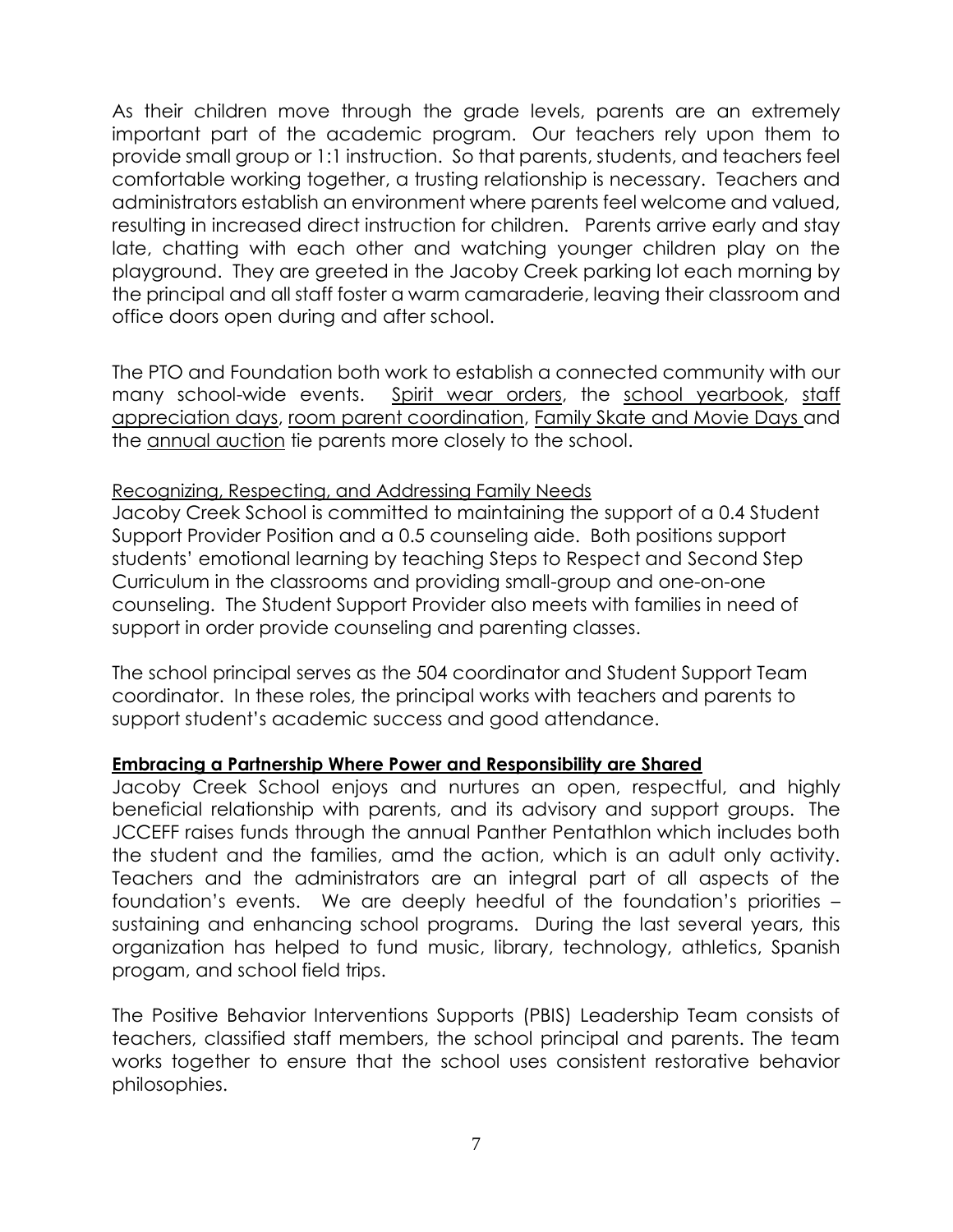As their children move through the grade levels, parents are an extremely important part of the academic program. Our teachers rely upon them to provide small group or 1:1 instruction. So that parents, students, and teachers feel comfortable working together, a trusting relationship is necessary. Teachers and administrators establish an environment where parents feel welcome and valued, resulting in increased direct instruction for children. Parents arrive early and stay late, chatting with each other and watching younger children play on the playground. They are greeted in the Jacoby Creek parking lot each morning by the principal and all staff foster a warm camaraderie, leaving their classroom and office doors open during and after school.

The PTO and Foundation both work to establish a connected community with our many school-wide events. Spirit wear orders, the school yearbook, staff appreciation days, room parent coordination, Family Skate and Movie Days and the annual auction tie parents more closely to the school.

Recognizing, Respecting, and Addressing Family Needs

Jacoby Creek School is committed to maintaining the support of a 0.4 Student Support Provider Position and a 0.5 counseling aide. Both positions support students' emotional learning by teaching Steps to Respect and Second Step Curriculum in the classrooms and providing small-group and one-on-one counseling. The Student Support Provider also meets with families in need of support in order provide counseling and parenting classes.

The school principal serves as the 504 coordinator and Student Support Team coordinator. In these roles, the principal works with teachers and parents to support student's academic success and good attendance.

**Embracing a Partnership Where Power and Responsibility are Shared**

Jacoby Creek School enjoys and nurtures an open, respectful, and highly beneficial relationship with parents, and its advisory and support groups. The JCCEFF raises funds through the annual Panther Pentathlon which includes both the student and the families, amd the action, which is an adult only activity. Teachers and the administrators are an integral part of all aspects of the foundation's events. We are deeply heedful of the foundation's priorities – sustaining and enhancing school programs. During the last several years, this organization has helped to fund music, library, technology, athletics, Spanish progam, and school field trips.

The Positive Behavior Interventions Supports (PBIS) Leadership Team consists of teachers, classified staff members, the school principal and parents. The team works together to ensure that the school uses consistent restorative behavior philosophies.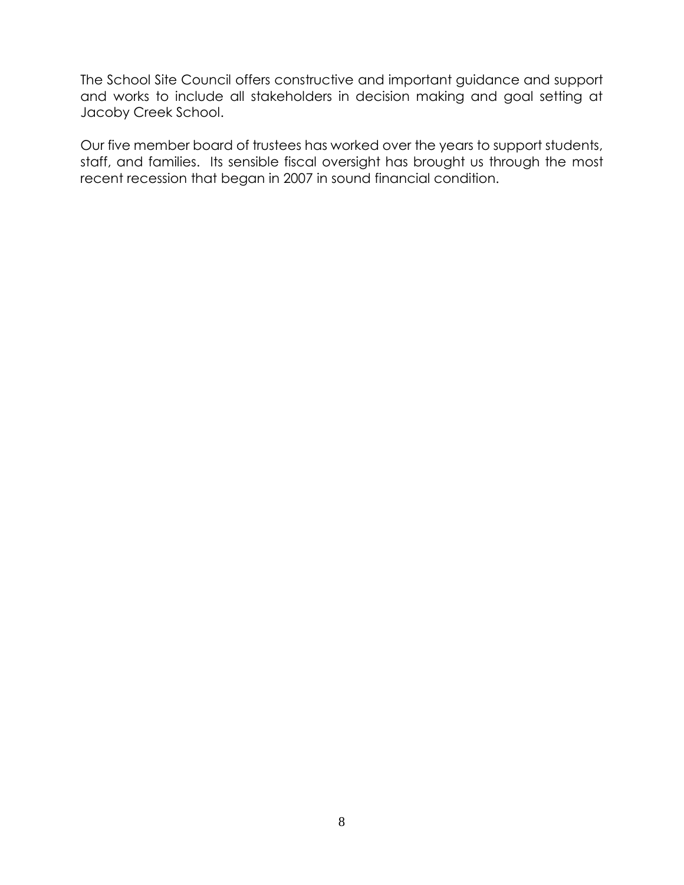The School Site Council offers constructive and important guidance and support and works to include all stakeholders in decision making and goal setting at Jacoby Creek School.

Our five member board of trustees has worked over the years to support students, staff, and families. Its sensible fiscal oversight has brought us through the most recent recession that began in 2007 in sound financial condition.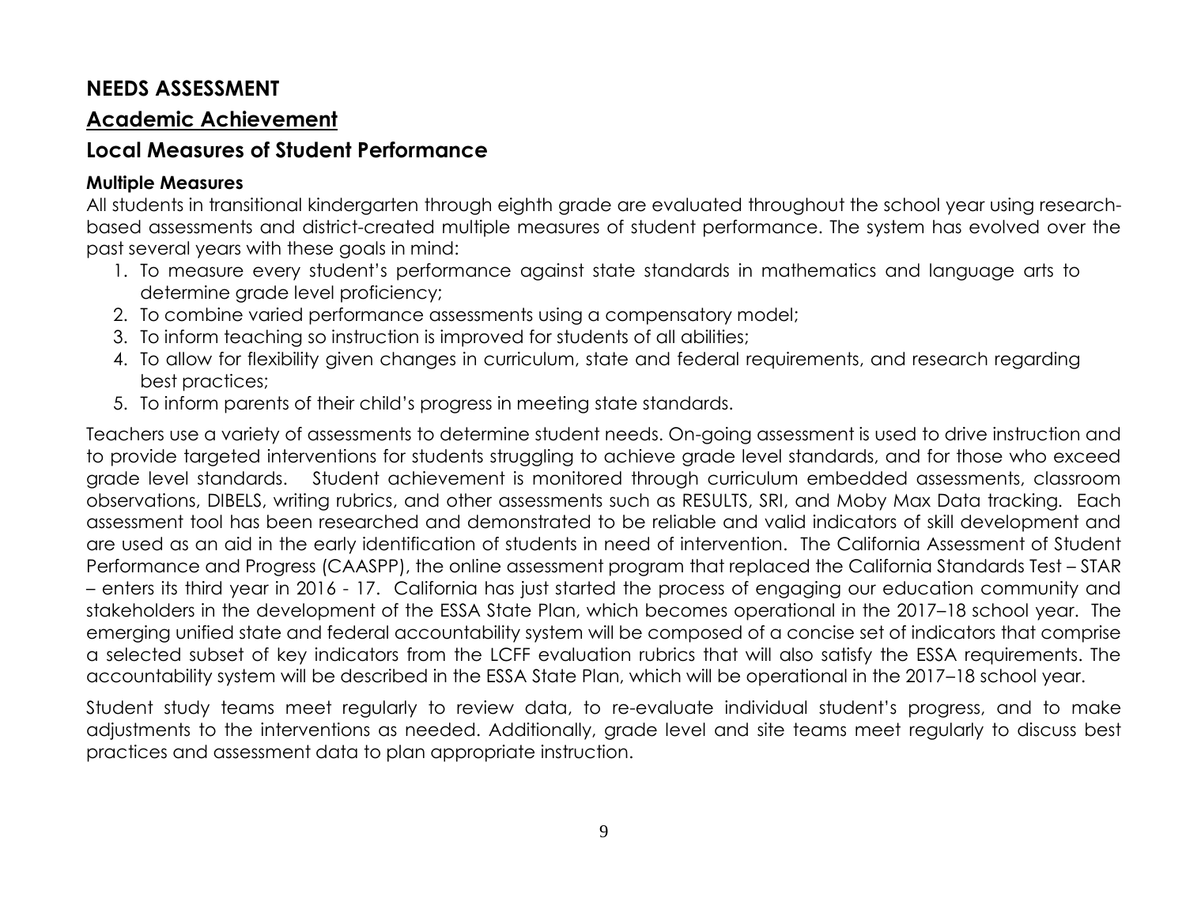# NEEDS ASSESSMENT

## Academic Achievement

## Local Measures of Student Performance

#### Multiple Measures

All students in transitional kindergarten through eighth grade are evaluated throughout the school year using research-based assessments and district-created multiple measures of student performance. The system has evolved over the past several years with these goals in mind:

1. To measure every student's performance against state standards in mathematics and language arts to determine grade level proficiency;
2. To combine varied performance assessments using a compensatory model;
3. To inform teaching so instruction is improved for students of all abilities;
4. To allow for flexibility given changes in curriculum, state and federal requirements, and research regarding best practices;
5. To inform parents of their child's progress in meeting state standards.

Teachers use a variety of assessments to determine student needs. On-going assessment is used to drive instruction and to provide targeted interventions for students struggling to achieve grade level standards, and for those who exceed grade level standards. Student achievement is monitored through curriculum embedded assessments, classroom observations, DIBELS, writing rubrics, and other assessments such as RESULTS, SRI, and Moby Max Data tracking. Each assessment tool has been researched and demonstrated to be reliable and valid indicators of skill development and are used as an aid in the early identification of students in need of intervention. The California Assessment of Student Performance and Progress (CAASPP), the online assessment program that replaced the California Standards Test – STAR – enters its third year in 2016 - 17. California has just started the process of engaging our education community and stakeholders in the development of the ESSA State Plan, which becomes operational in the 2017–18 school year. The emerging unified state and federal accountability system will be composed of a concise set of indicators that comprise a selected subset of key indicators from the LCFF evaluation rubrics that will also satisfy the ESSA requirements. The accountability system will be described in the ESSA State Plan, which will be operational in the 2017–18 school year.

Student study teams meet regularly to review data, to re-evaluate individual student's progress, and to make adjustments to the interventions as needed. Additionally, grade level and site teams meet regularly to discuss best practices and assessment data to plan appropriate instruction.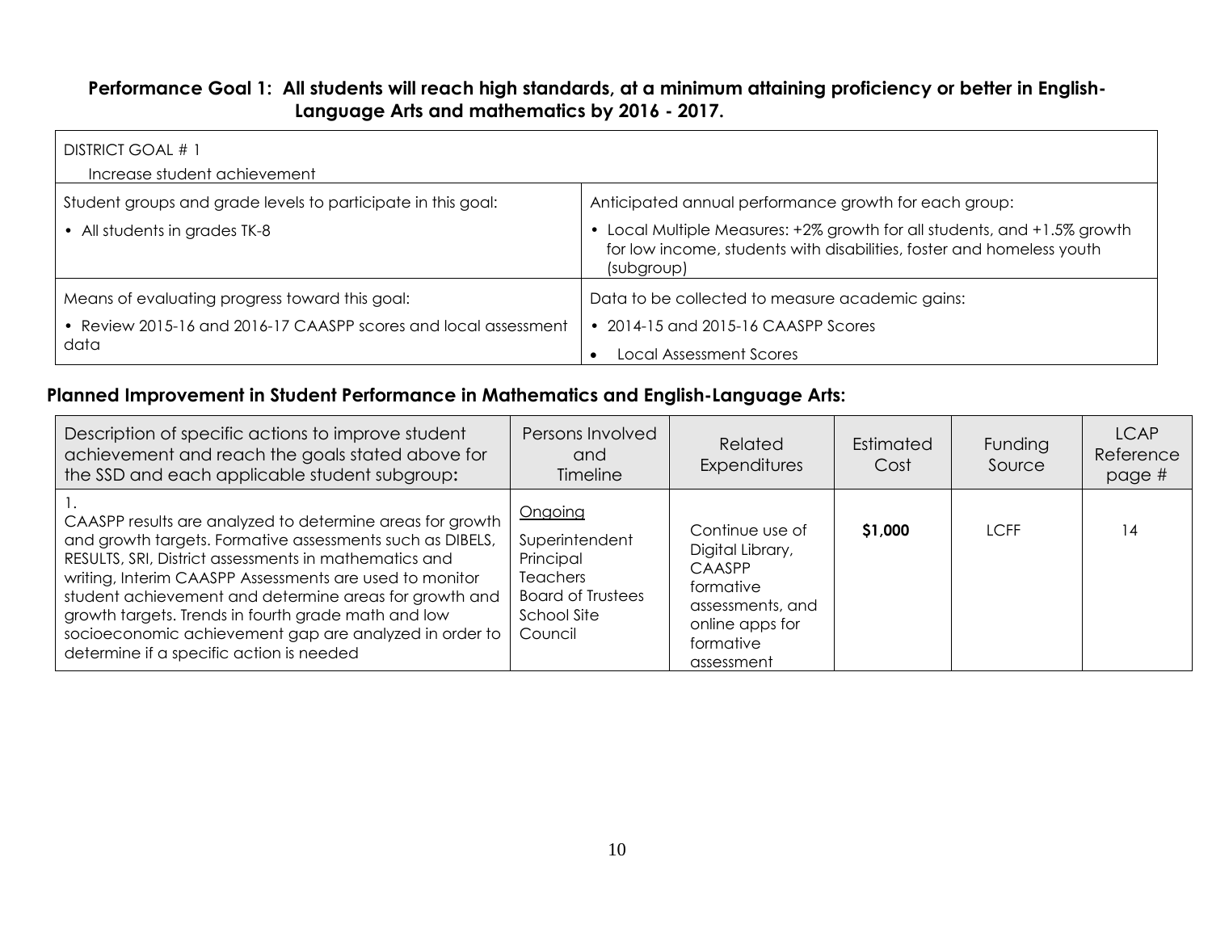## Performance Goal 1: All students will reach high standards, at a minimum attaining proficiency or better in English-Language Arts and mathematics by 2016 - 2017.

| DISTRICT GOAL # 1<br>Increase student achievement | |
|---|---|
| Student groups and grade levels to participate in this goal:<br>• All students in grades TK-8 | Anticipated annual performance growth for each group:<br>• Local Multiple Measures: +2% growth for all students, and +1.5% growth for low income, students with disabilities, foster and homeless youth (subgroup) |
| Means of evaluating progress toward this goal:<br>• Review 2015-16 and 2016-17 CAASPP scores and local assessment data | Data to be collected to measure academic gains:<br>• 2014-15 and 2015-16 CAASPP Scores<br>• Local Assessment Scores |

## Planned Improvement in Student Performance in Mathematics and English-Language Arts:

| Description of specific actions to improve student achievement and reach the goals stated above for the SSD and each applicable student subgroup: | Persons Involved and Timeline | Related Expenditures | Estimated Cost | Funding Source | LCAP Reference page # |
|---|---|---|---|---|---|
| 1.<br>CAASPP results are analyzed to determine areas for growth and growth targets. Formative assessments such as DIBELS, RESULTS, SRI, District assessments in mathematics and writing, Interim CAASPP Assessments are used to monitor student achievement and determine areas for growth and growth targets. Trends in fourth grade math and low socioeconomic achievement gap are analyzed in order to determine if a specific action is needed | Ongoing<br>Superintendent<br>Principal<br>Teachers<br>Board of Trustees<br>School Site Council | Continue use of Digital Library, CAASPP formative assessments, and online apps for formative assessment | **$1,000** | LCFF | 14 |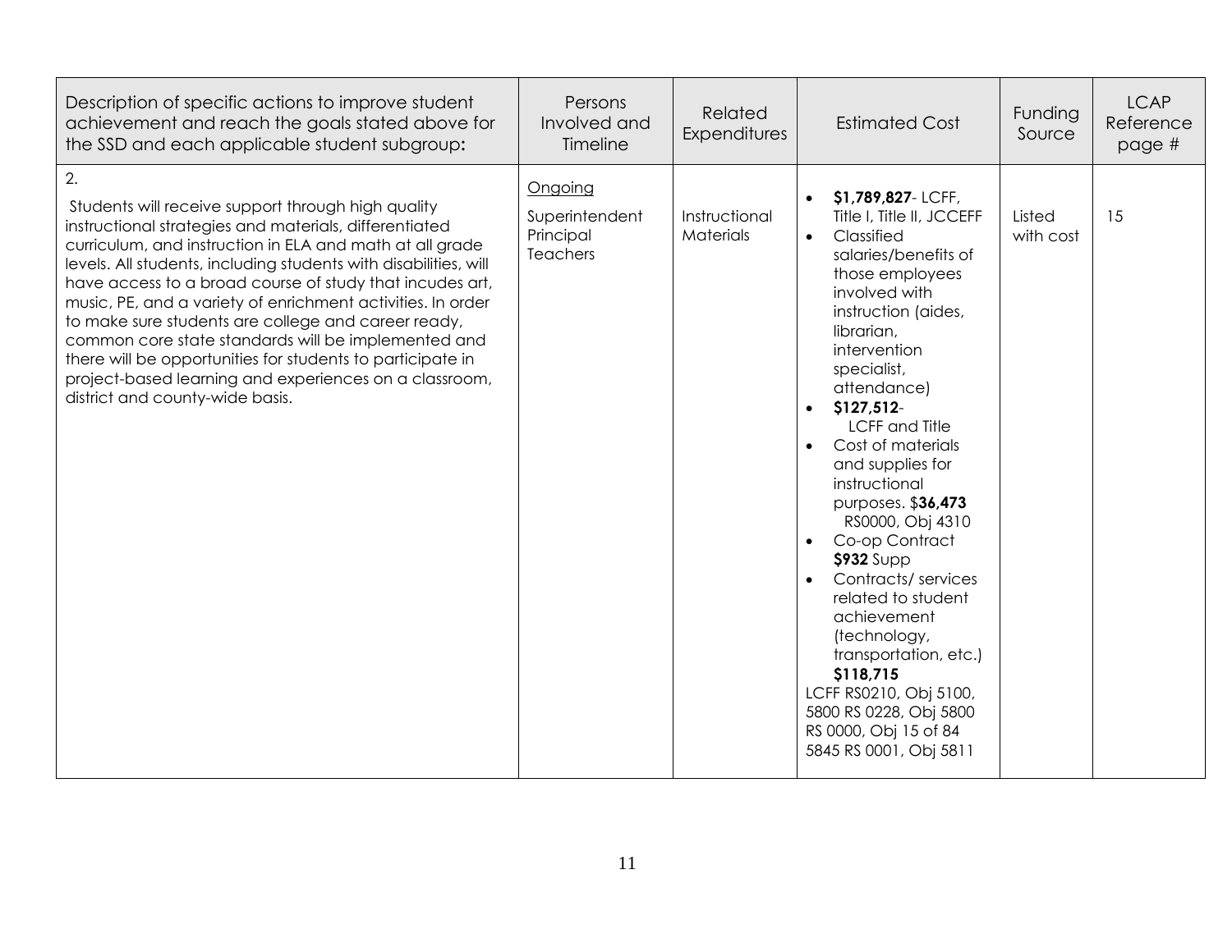| Description of specific actions to improve student achievement and reach the goals stated above for the SSD and each applicable student subgroup**:** | Persons Involved and Timeline | Related Expenditures | Estimated Cost | Funding Source | LCAP Reference page # |
|---|---|---|---|---|---|
| 2.<br><br>Students will receive support through high quality instructional strategies and materials, differentiated curriculum, and instruction in ELA and math at all grade levels. All students, including students with disabilities, will have access to a broad course of study that incudes art, music, PE, and a variety of enrichment activities. In order to make sure students are college and career ready, common core state standards will be implemented and there will be opportunities for students to participate in project-based learning and experiences on a classroom, district and county-wide basis. | Ongoing<br><br>Superintendent<br>Principal<br>Teachers | Instructional Materials | • **$1,789,827**- LCFF, Title I, Title II, JCCEFF<br>• Classified salaries/benefits of those employees involved with instruction (aides, librarian, intervention specialist, attendance)<br>• **$127,512**- LCFF and Title<br>• Cost of materials and supplies for instructional purposes. $**36,473** RS0000, Obj 4310<br>• Co-op Contract **$932** Supp<br>• Contracts/ services related to student achievement (technology, transportation, etc.) **$118,715**<br>LCFF RS0210, Obj 5100, 5800 RS 0228, Obj 5800 RS 0000, Obj 15 of 84 5845 RS 0001, Obj 5811 | Listed with cost | 15 |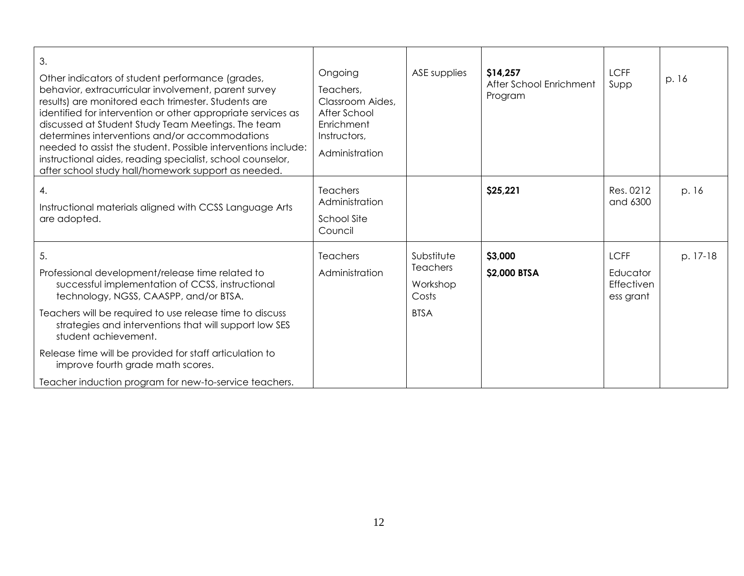| | | | | | |
|---|---|---|---|---|---|
| 3.<br>Other indicators of student performance (grades, behavior, extracurricular involvement, parent survey results) are monitored each trimester. Students are identified for intervention or other appropriate services as discussed at Student Study Team Meetings. The team determines interventions and/or accommodations needed to assist the student. Possible interventions include: instructional aides, reading specialist, school counselor, after school study hall/homework support as needed. | Ongoing<br>Teachers, Classroom Aides, After School Enrichment Instructors,<br>Administration | ASE supplies | **$14,257**<br>After School Enrichment Program | LCFF Supp | p. 16 |
| 4.<br>Instructional materials aligned with CCSS Language Arts are adopted. | Teachers Administration<br>School Site Council | | **$25,221** | Res. 0212 and 6300 | p. 16 |
| 5.<br>Professional development/release time related to successful implementation of CCSS, instructional technology, NGSS, CAASPP, and/or BTSA.<br>Teachers will be required to use release time to discuss strategies and interventions that will support low SES student achievement.<br>Release time will be provided for staff articulation to improve fourth grade math scores.<br>Teacher induction program for new-to-service teachers. | Teachers<br>Administration | Substitute Teachers<br>Workshop Costs<br>BTSA | **$3,000**<br>**$2,000 BTSA** | LCFF<br>Educator Effectiveness grant | p. 17-18 |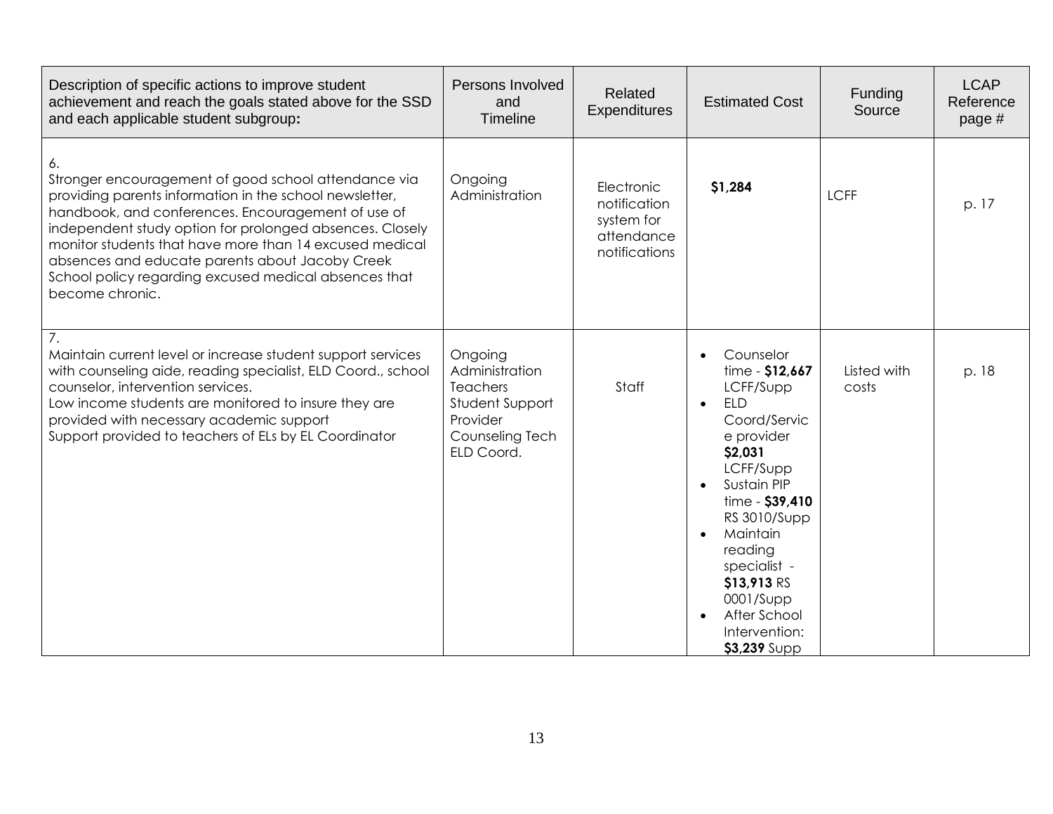| Description of specific actions to improve student achievement and reach the goals stated above for the SSD and each applicable student subgroup**:** | Persons Involved and Timeline | Related Expenditures | Estimated Cost | Funding Source | LCAP Reference page # |
|---|---|---|---|---|---|
| 6.<br>Stronger encouragement of good school attendance via providing parents information in the school newsletter, handbook, and conferences. Encouragement of use of independent study option for prolonged absences. Closely monitor students that have more than 14 excused medical absences and educate parents about Jacoby Creek School policy regarding excused medical absences that become chronic. | Ongoing<br>Administration | Electronic notification system for attendance notifications | **$1,284** | LCFF | p. 17 |
| 7.<br>Maintain current level or increase student support services with counseling aide, reading specialist, ELD Coord., school counselor, intervention services.<br>Low income students are monitored to insure they are provided with necessary academic support<br>Support provided to teachers of ELs by EL Coordinator | Ongoing<br>Administration<br>Teachers<br>Student Support Provider<br>Counseling Tech<br>ELD Coord. | Staff | • Counselor time - **$12,667** LCFF/Supp<br>• ELD Coord/Service provider **$2,031** LCFF/Supp<br>• Sustain PIP time - **$39,410** RS 3010/Supp<br>• Maintain reading specialist - **$13,913** RS 0001/Supp<br>• After School Intervention: **$3,239** Supp | Listed with costs | p. 18 |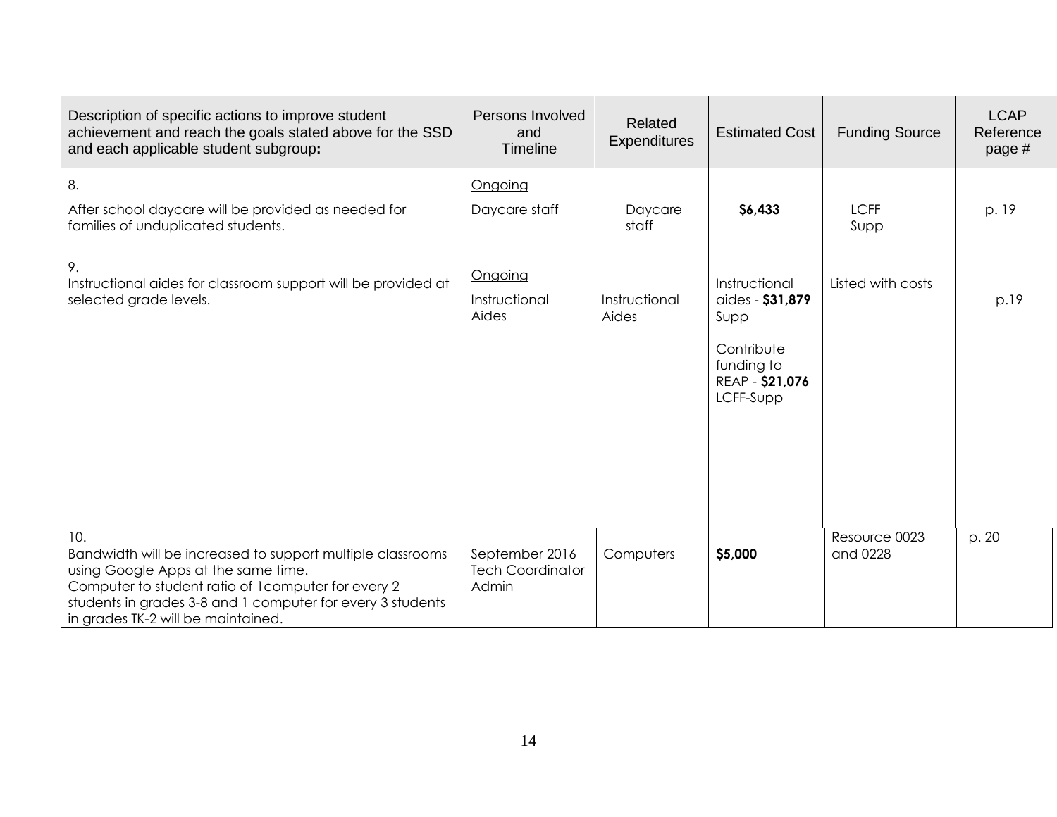| Description of specific actions to improve student achievement and reach the goals stated above for the SSD and each applicable student subgroup: | Persons Involved and Timeline | Related Expenditures | Estimated Cost | Funding Source | LCAP Reference page # |
|---|---|---|---|---|---|
| 8.<br>After school daycare will be provided as needed for families of unduplicated students. | <u>Ongoing</u><br>Daycare staff | Daycare staff | **$6,433** | LCFF Supp | p. 19 |
| 9.<br>Instructional aides for classroom support will be provided at selected grade levels. | <u>Ongoing</u><br>Instructional Aides | Instructional Aides | Instructional aides - **$31,879** Supp<br><br>Contribute funding to REAP - **$21,076** LCFF-Supp | Listed with costs | p.19 |
| 10.<br>Bandwidth will be increased to support multiple classrooms using Google Apps at the same time.<br>Computer to student ratio of 1computer for every 2 students in grades 3-8 and 1 computer for every 3 students in grades TK-2 will be maintained. | September 2016<br>Tech Coordinator<br>Admin | Computers | **$5,000** | Resource 0023 and 0228 | p. 20 |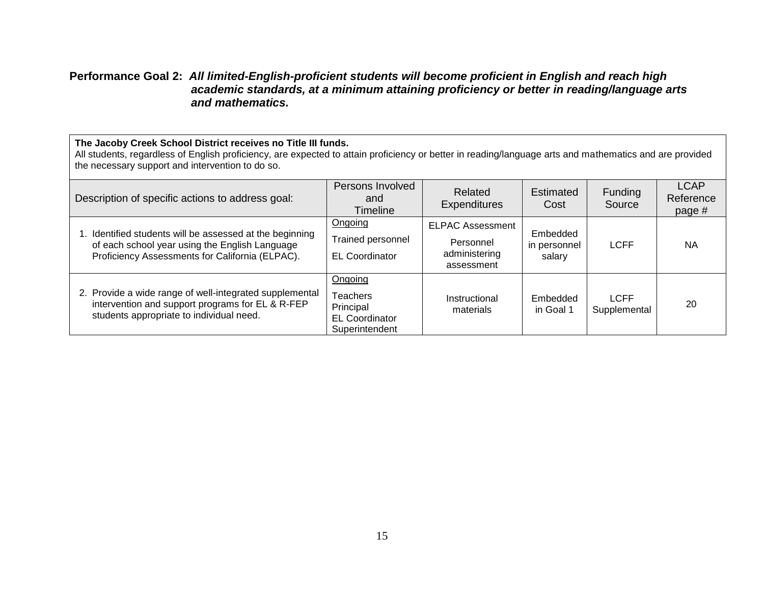**Performance Goal 2:** ***All limited-English-proficient students will become proficient in English and reach high academic standards, at a minimum attaining proficiency or better in reading/language arts and mathematics.***

**The Jacoby Creek School District receives no Title III funds.**
All students, regardless of English proficiency, are expected to attain proficiency or better in reading/language arts and mathematics and are provided the necessary support and intervention to do so.

| Description of specific actions to address goal: | Persons Involved and Timeline | Related Expenditures | Estimated Cost | Funding Source | LCAP Reference page # |
|---|---|---|---|---|---|
| 1. Identified students will be assessed at the beginning of each school year using the English Language Proficiency Assessments for California (ELPAC). | Ongoing<br>Trained personnel<br>EL Coordinator | ELPAC Assessment<br>Personnel administering assessment | Embedded in personnel salary | LCFF | NA |
| 2. Provide a wide range of well-integrated supplemental intervention and support programs for EL & R-FEP students appropriate to individual need. | Ongoing<br>Teachers<br>Principal<br>EL Coordinator<br>Superintendent | Instructional materials | Embedded in Goal 1 | LCFF Supplemental | 20 |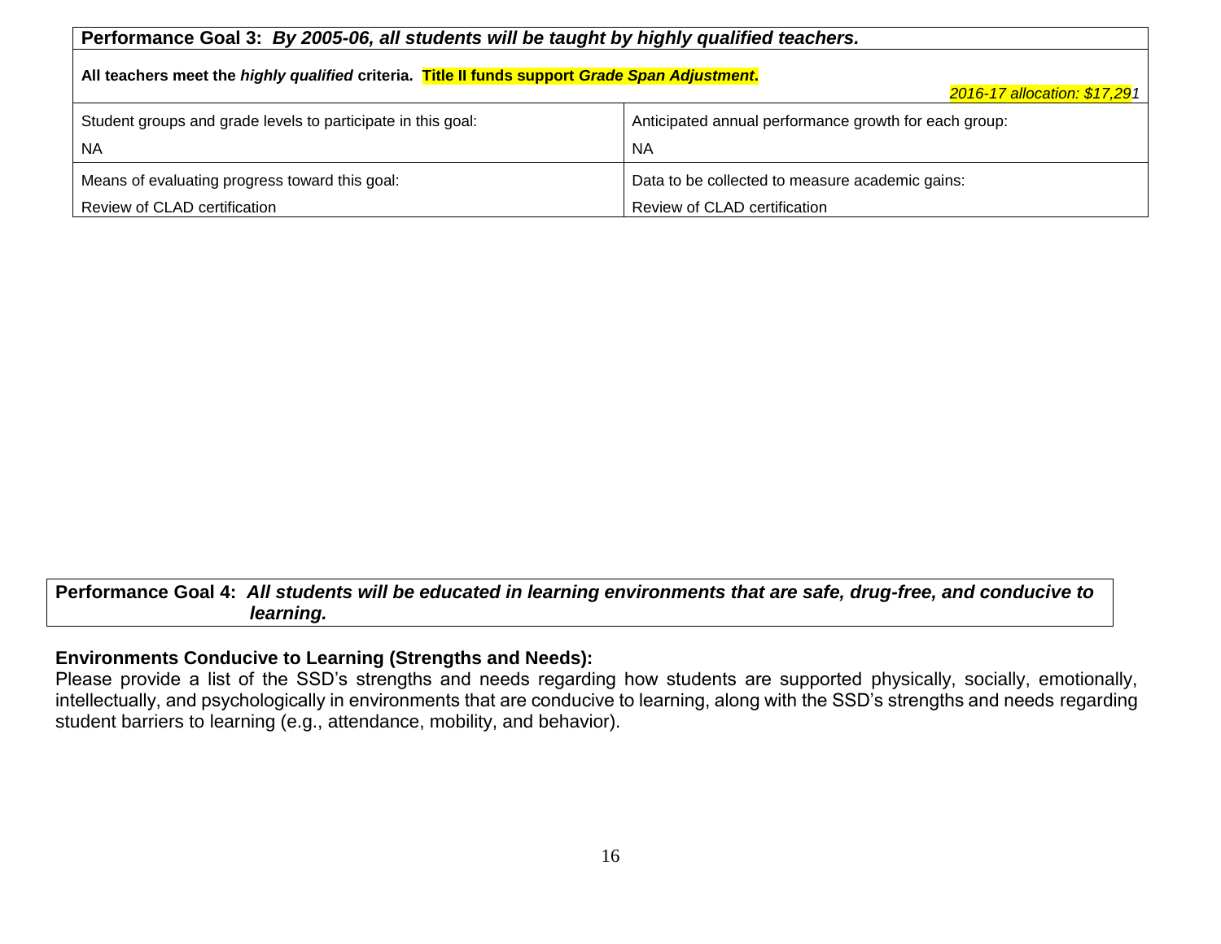| **Performance Goal 3:** ***By 2005-06, all students will be taught by highly qualified teachers.*** | |
|---|---|
| **All teachers meet the *highly qualified* criteria. Title II funds support *Grade Span Adjustment*.** *2016-17 allocation: $17,291* | |
| Student groups and grade levels to participate in this goal:<br>NA | Anticipated annual performance growth for each group:<br>NA |
| Means of evaluating progress toward this goal:<br>Review of CLAD certification | Data to be collected to measure academic gains:<br>Review of CLAD certification |

**Performance Goal 4:** ***All students will be educated in learning environments that are safe, drug-free, and conducive to learning.***

**Environments Conducive to Learning (Strengths and Needs):**

Please provide a list of the SSD's strengths and needs regarding how students are supported physically, socially, emotionally, intellectually, and psychologically in environments that are conducive to learning, along with the SSD's strengths and needs regarding student barriers to learning (e.g., attendance, mobility, and behavior).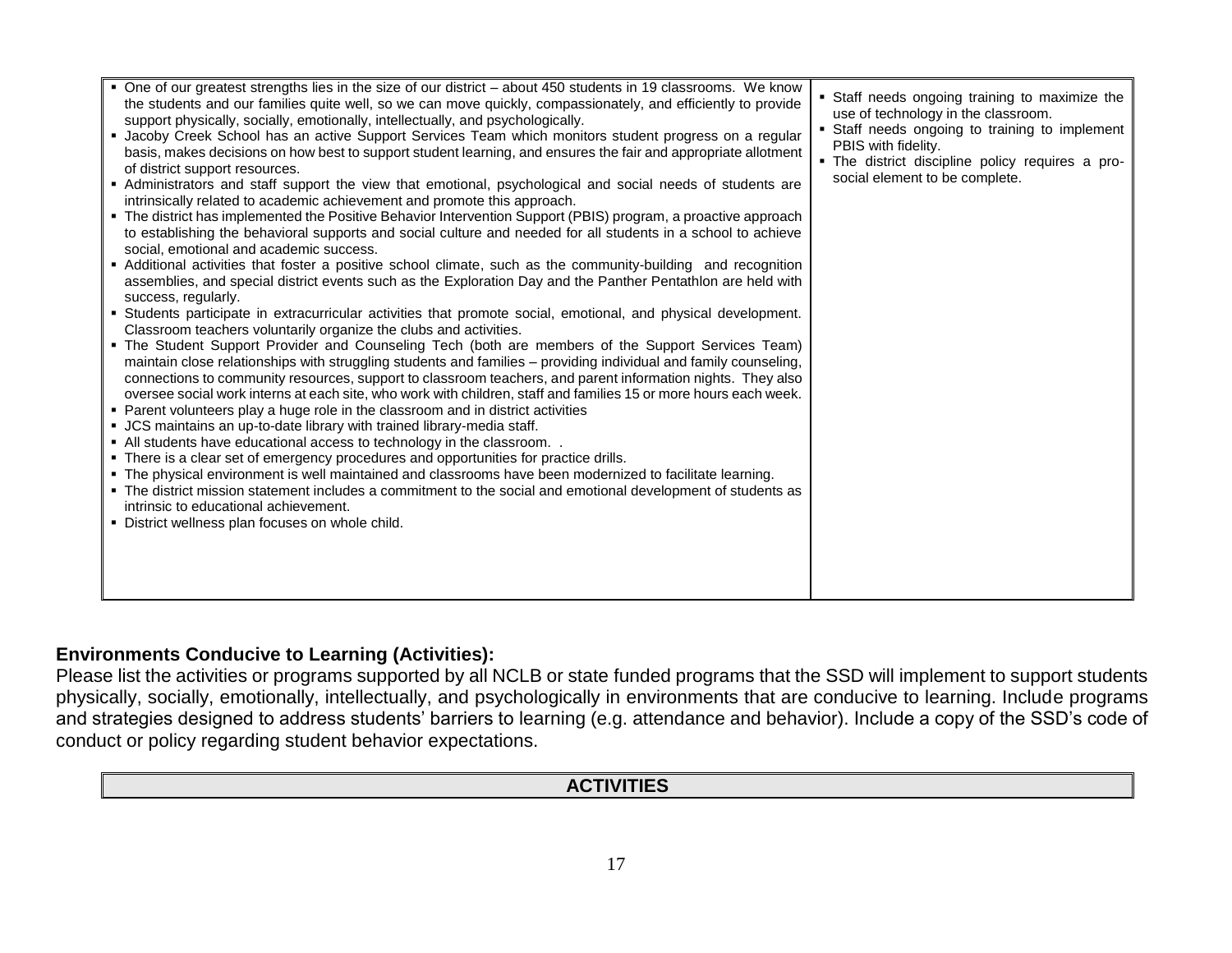| | |
|---|---|
| ▪ One of our greatest strengths lies in the size of our district – about 450 students in 19 classrooms. We know the students and our families quite well, so we can move quickly, compassionately, and efficiently to provide support physically, socially, emotionally, intellectually, and psychologically.<br>▪ Jacoby Creek School has an active Support Services Team which monitors student progress on a regular basis, makes decisions on how best to support student learning, and ensures the fair and appropriate allotment of district support resources.<br>▪ Administrators and staff support the view that emotional, psychological and social needs of students are intrinsically related to academic achievement and promote this approach.<br>▪ The district has implemented the Positive Behavior Intervention Support (PBIS) program, a proactive approach to establishing the behavioral supports and social culture and needed for all students in a school to achieve social, emotional and academic success.<br>▪ Additional activities that foster a positive school climate, such as the community-building and recognition assemblies, and special district events such as the Exploration Day and the Panther Pentathlon are held with success, regularly.<br>▪ Students participate in extracurricular activities that promote social, emotional, and physical development. Classroom teachers voluntarily organize the clubs and activities.<br>▪ The Student Support Provider and Counseling Tech (both are members of the Support Services Team) maintain close relationships with struggling students and families – providing individual and family counseling, connections to community resources, support to classroom teachers, and parent information nights. They also oversee social work interns at each site, who work with children, staff and families 15 or more hours each week.<br>▪ Parent volunteers play a huge role in the classroom and in district activities<br>▪ JCS maintains an up-to-date library with trained library-media staff.<br>▪ All students have educational access to technology in the classroom. .<br>▪ There is a clear set of emergency procedures and opportunities for practice drills.<br>▪ The physical environment is well maintained and classrooms have been modernized to facilitate learning.<br>▪ The district mission statement includes a commitment to the social and emotional development of students as intrinsic to educational achievement.<br>▪ District wellness plan focuses on whole child. | ▪ Staff needs ongoing training to maximize the use of technology in the classroom.<br>▪ Staff needs ongoing to training to implement PBIS with fidelity.<br>▪ The district discipline policy requires a pro-social element to be complete. |

## Environments Conducive to Learning (Activities):

Please list the activities or programs supported by all NCLB or state funded programs that the SSD will implement to support students physically, socially, emotionally, intellectually, and psychologically in environments that are conducive to learning. Include programs and strategies designed to address students' barriers to learning (e.g. attendance and behavior). Include a copy of the SSD's code of conduct or policy regarding student behavior expectations.

| ACTIVITIES |
|---|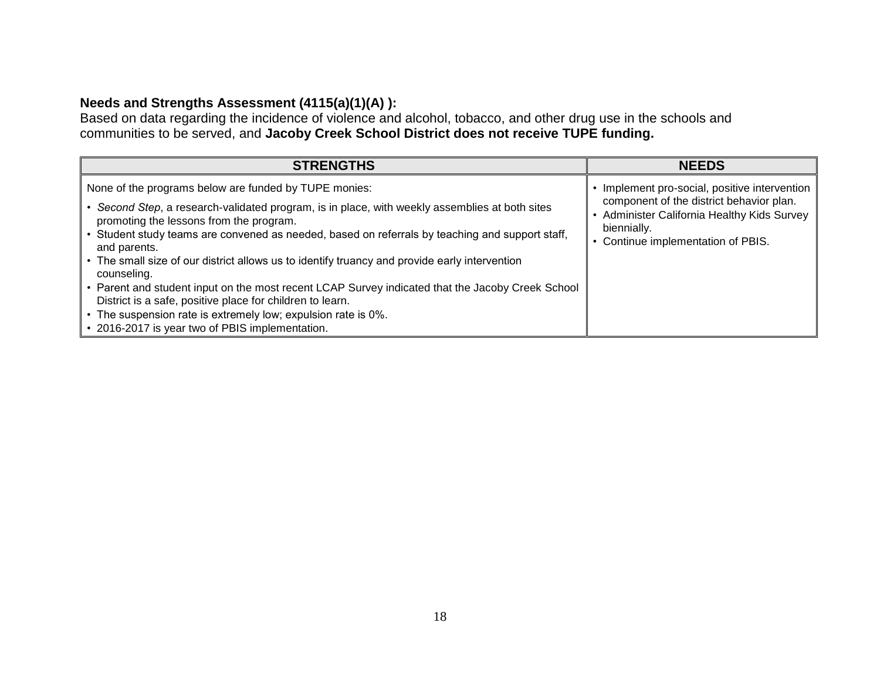**Needs and Strengths Assessment (4115(a)(1)(A) ):**
Based on data regarding the incidence of violence and alcohol, tobacco, and other drug use in the schools and communities to be served, and **Jacoby Creek School District does not receive TUPE funding.**

| STRENGTHS | NEEDS |
|---|---|
| None of the programs below are funded by TUPE monies:<br>• *Second Step*, a research-validated program, is in place, with weekly assemblies at both sites promoting the lessons from the program.<br>• Student study teams are convened as needed, based on referrals by teaching and support staff, and parents.<br>• The small size of our district allows us to identify truancy and provide early intervention counseling.<br>• Parent and student input on the most recent LCAP Survey indicated that the Jacoby Creek School District is a safe, positive place for children to learn.<br>• The suspension rate is extremely low; expulsion rate is 0%.<br>• 2016-2017 is year two of PBIS implementation. | • Implement pro-social, positive intervention component of the district behavior plan.<br>• Administer California Healthy Kids Survey biennially.<br>• Continue implementation of PBIS. |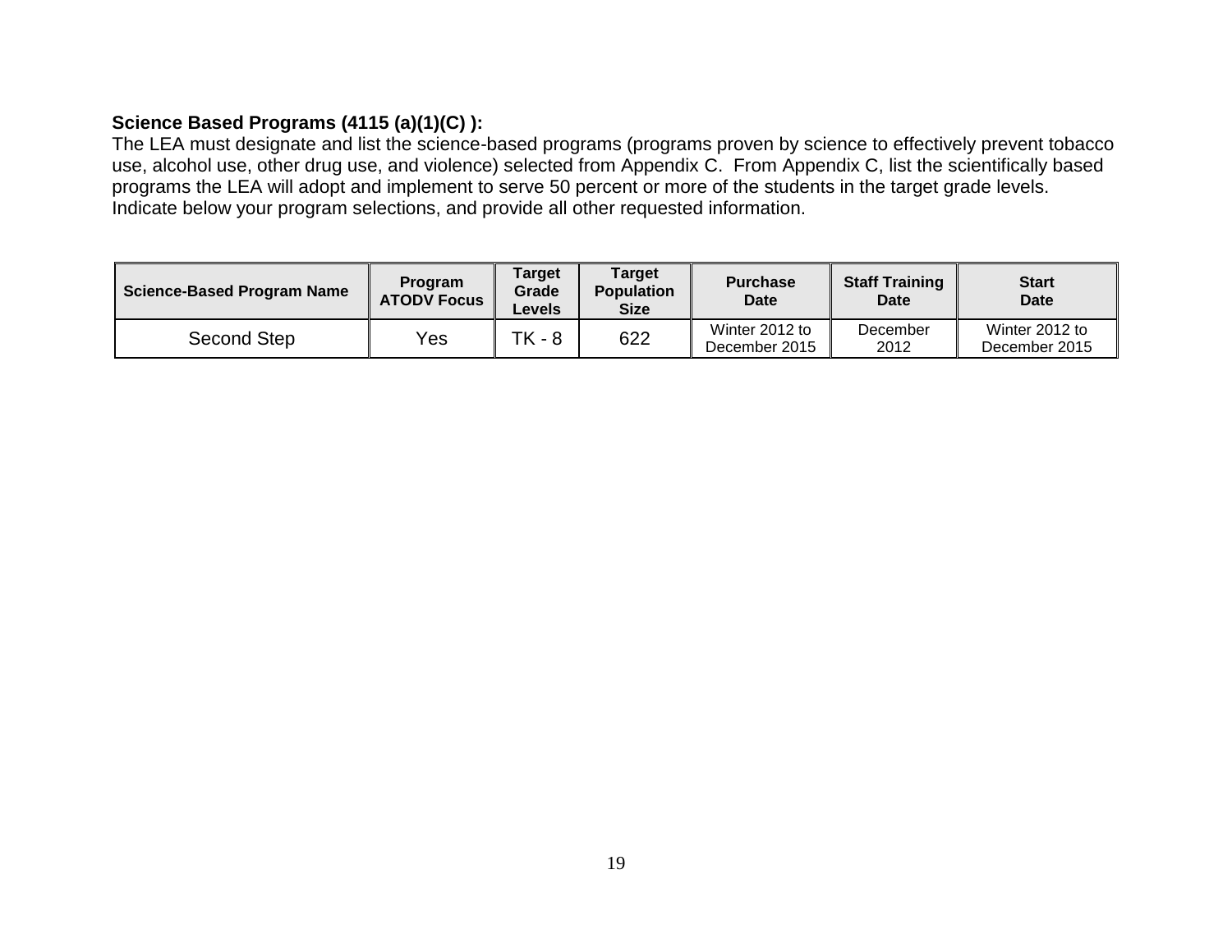**Science Based Programs (4115 (a)(1)(C) ):**

The LEA must designate and list the science-based programs (programs proven by science to effectively prevent tobacco use, alcohol use, other drug use, and violence) selected from Appendix C. From Appendix C, list the scientifically based programs the LEA will adopt and implement to serve 50 percent or more of the students in the target grade levels. Indicate below your program selections, and provide all other requested information.

| Science-Based Program Name | Program ATODV Focus | Target Grade Levels | Target Population Size | Purchase Date | Staff Training Date | Start Date |
|---|---|---|---|---|---|---|
| Second Step | Yes | TK - 8 | 622 | Winter 2012 to December 2015 | December 2012 | Winter 2012 to December 2015 |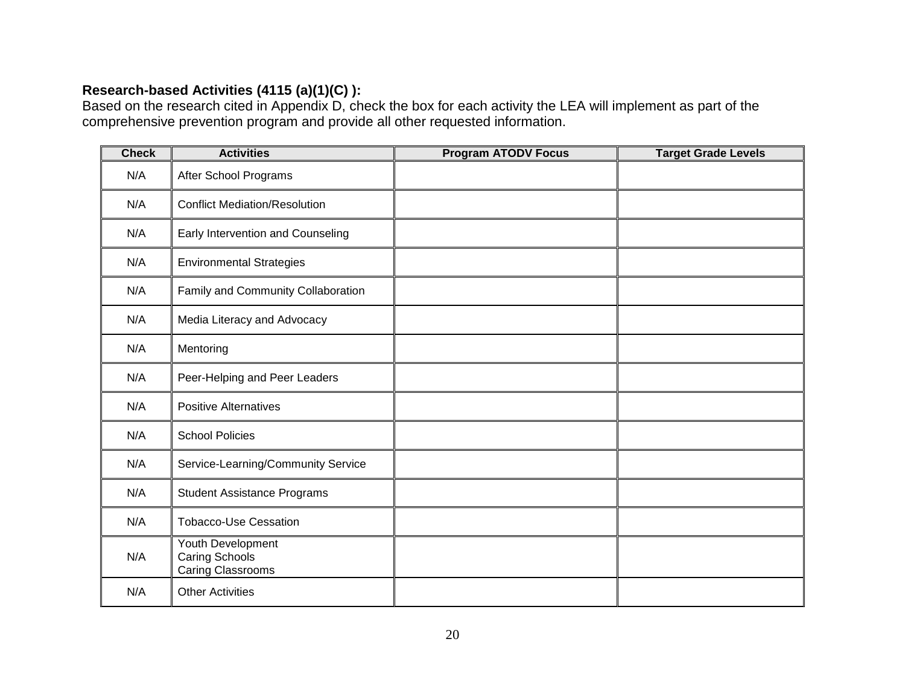**Research-based Activities (4115 (a)(1)(C) ):**
Based on the research cited in Appendix D, check the box for each activity the LEA will implement as part of the comprehensive prevention program and provide all other requested information.

| Check | Activities | Program ATODV Focus | Target Grade Levels |
|---|---|---|---|
| N/A | After School Programs | | |
| N/A | Conflict Mediation/Resolution | | |
| N/A | Early Intervention and Counseling | | |
| N/A | Environmental Strategies | | |
| N/A | Family and Community Collaboration | | |
| N/A | Media Literacy and Advocacy | | |
| N/A | Mentoring | | |
| N/A | Peer-Helping and Peer Leaders | | |
| N/A | Positive Alternatives | | |
| N/A | School Policies | | |
| N/A | Service-Learning/Community Service | | |
| N/A | Student Assistance Programs | | |
| N/A | Tobacco-Use Cessation | | |
| N/A | Youth Development<br>Caring Schools<br>Caring Classrooms | | |
| N/A | Other Activities | | |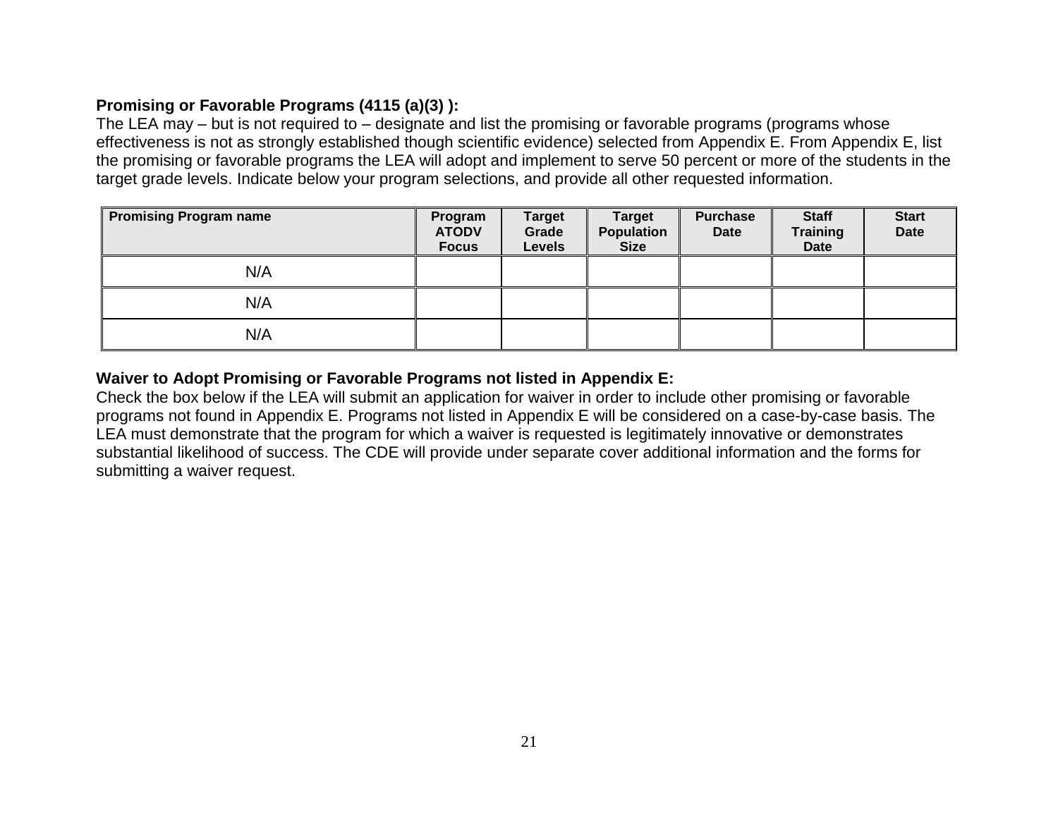**Promising or Favorable Programs (4115 (a)(3) ):**

The LEA may – but is not required to – designate and list the promising or favorable programs (programs whose effectiveness is not as strongly established though scientific evidence) selected from Appendix E. From Appendix E, list the promising or favorable programs the LEA will adopt and implement to serve 50 percent or more of the students in the target grade levels. Indicate below your program selections, and provide all other requested information.

| Promising Program name | Program ATODV Focus | Target Grade Levels | Target Population Size | Purchase Date | Staff Training Date | Start Date |
|---|---|---|---|---|---|---|
| N/A | | | | | | |
| N/A | | | | | | |
| N/A | | | | | | |

**Waiver to Adopt Promising or Favorable Programs not listed in Appendix E:**

Check the box below if the LEA will submit an application for waiver in order to include other promising or favorable programs not found in Appendix E. Programs not listed in Appendix E will be considered on a case-by-case basis. The LEA must demonstrate that the program for which a waiver is requested is legitimately innovative or demonstrates substantial likelihood of success. The CDE will provide under separate cover additional information and the forms for submitting a waiver request.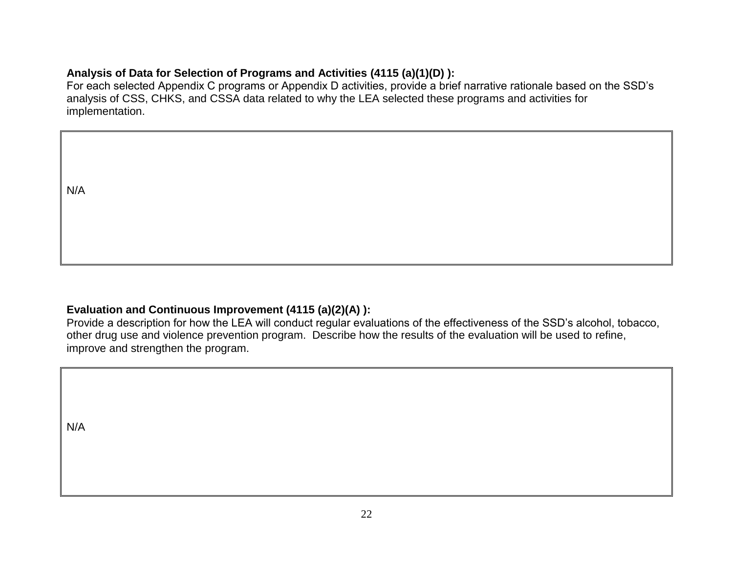**Analysis of Data for Selection of Programs and Activities (4115 (a)(1)(D) ):**
For each selected Appendix C programs or Appendix D activities, provide a brief narrative rationale based on the SSD's analysis of CSS, CHKS, and CSSA data related to why the LEA selected these programs and activities for implementation.

| N/A |
|---|

**Evaluation and Continuous Improvement (4115 (a)(2)(A) ):**
Provide a description for how the LEA will conduct regular evaluations of the effectiveness of the SSD's alcohol, tobacco, other drug use and violence prevention program. Describe how the results of the evaluation will be used to refine, improve and strengthen the program.

| N/A |
|---|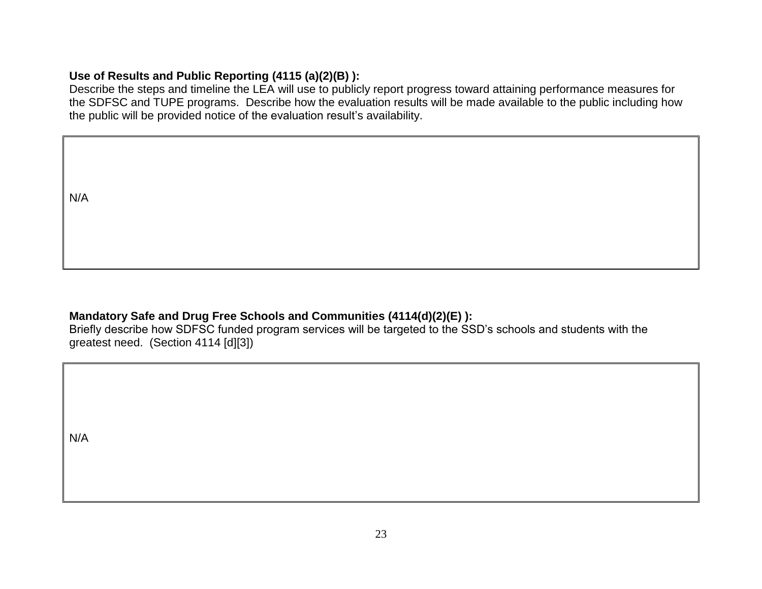**Use of Results and Public Reporting (4115 (a)(2)(B) ):**
Describe the steps and timeline the LEA will use to publicly report progress toward attaining performance measures for the SDFSC and TUPE programs. Describe how the evaluation results will be made available to the public including how the public will be provided notice of the evaluation result's availability.

| N/A |
|---|

**Mandatory Safe and Drug Free Schools and Communities (4114(d)(2)(E) ):**
Briefly describe how SDFSC funded program services will be targeted to the SSD's schools and students with the greatest need. (Section 4114 [d][3])

| N/A |
|---|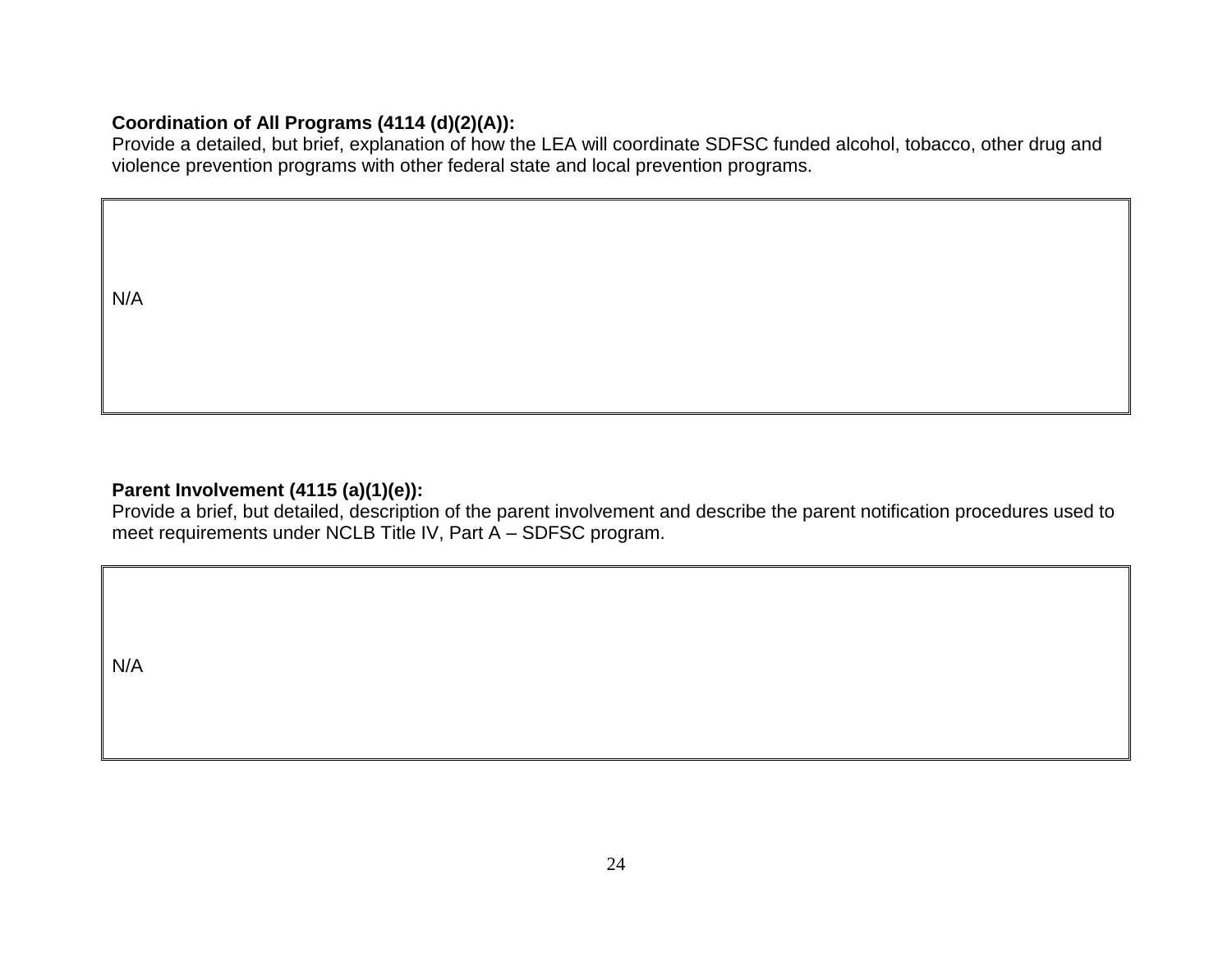**Coordination of All Programs (4114 (d)(2)(A)):**
Provide a detailed, but brief, explanation of how the LEA will coordinate SDFSC funded alcohol, tobacco, other drug and violence prevention programs with other federal state and local prevention programs.

| N/A |
|---|

**Parent Involvement (4115 (a)(1)(e)):**
Provide a brief, but detailed, description of the parent involvement and describe the parent notification procedures used to meet requirements under NCLB Title IV, Part A – SDFSC program.

| N/A |
|---|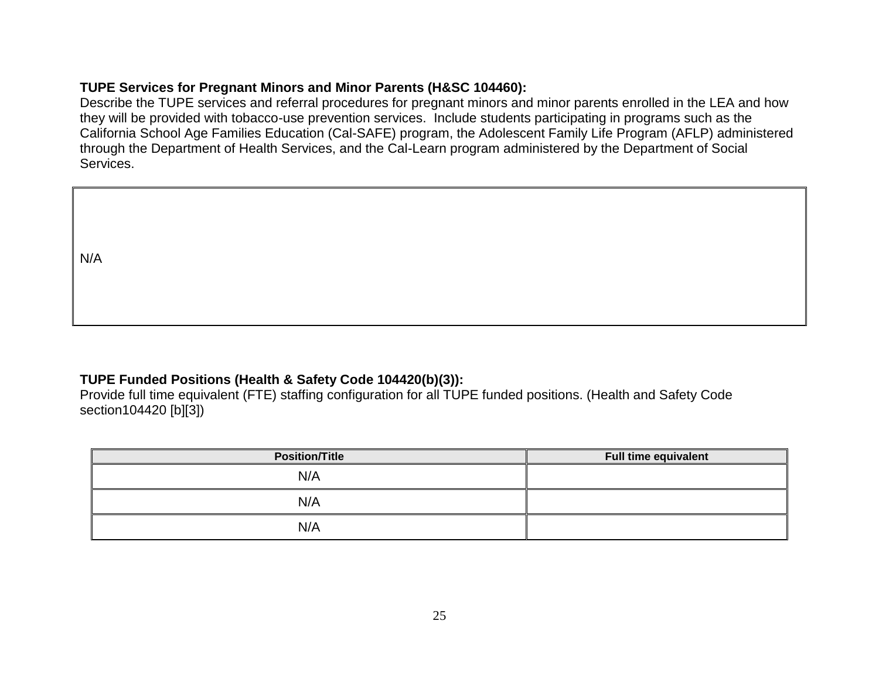**TUPE Services for Pregnant Minors and Minor Parents (H&SC 104460):**
Describe the TUPE services and referral procedures for pregnant minors and minor parents enrolled in the LEA and how they will be provided with tobacco-use prevention services. Include students participating in programs such as the California School Age Families Education (Cal-SAFE) program, the Adolescent Family Life Program (AFLP) administered through the Department of Health Services, and the Cal-Learn program administered by the Department of Social Services.

| N/A |
|---|

**TUPE Funded Positions (Health & Safety Code 104420(b)(3)):**
Provide full time equivalent (FTE) staffing configuration for all TUPE funded positions. (Health and Safety Code section104420 [b][3])

| Position/Title | Full time equivalent |
|---|---|
| N/A | |
| N/A | |
| N/A | |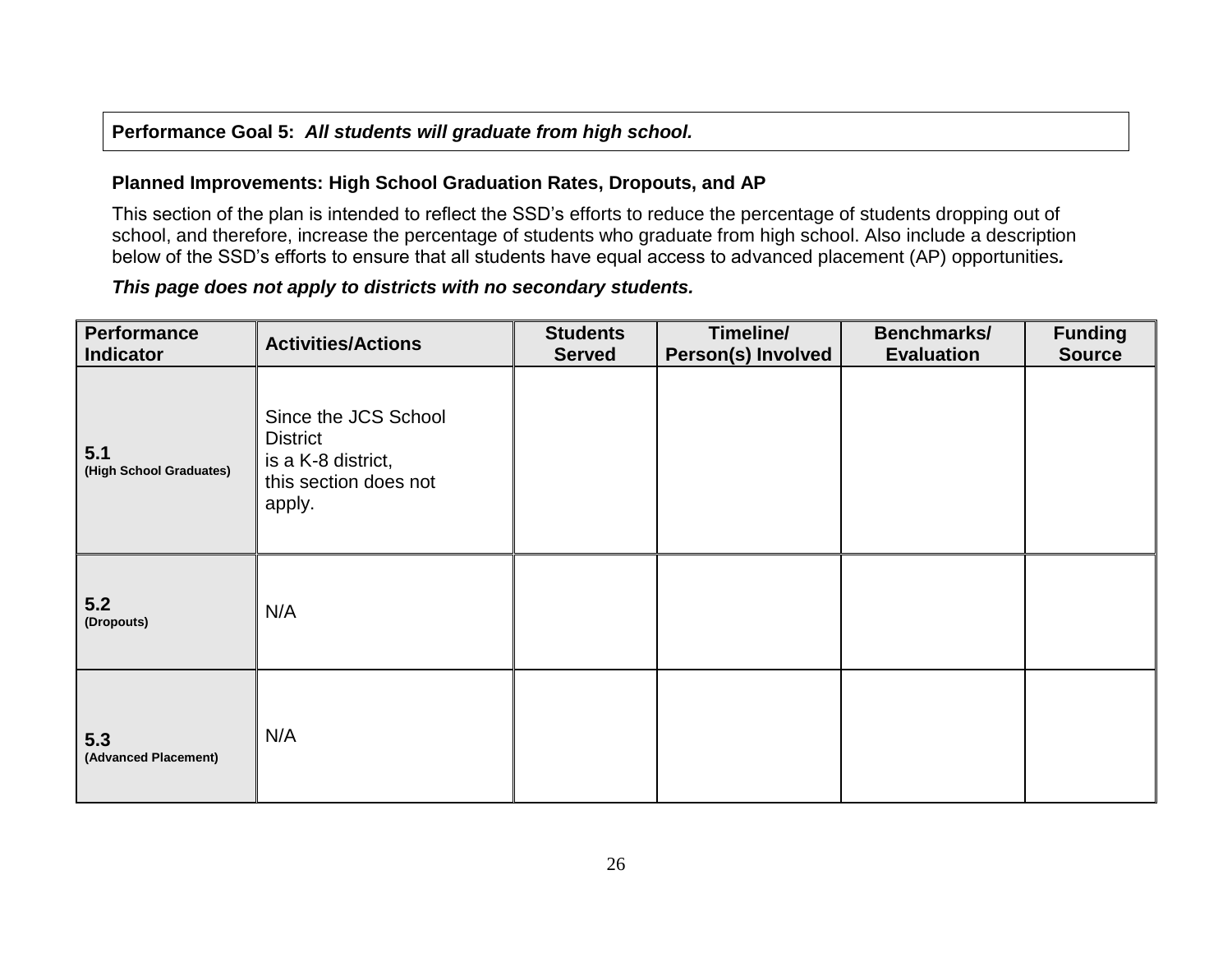**Performance Goal 5:** ***All students will graduate from high school.***

**Planned Improvements: High School Graduation Rates, Dropouts, and AP**

This section of the plan is intended to reflect the SSD's efforts to reduce the percentage of students dropping out of school, and therefore, increase the percentage of students who graduate from high school. Also include a description below of the SSD's efforts to ensure that all students have equal access to advanced placement (AP) opportunities***.***

***This page does not apply to districts with no secondary students.***

| Performance Indicator | Activities/Actions | Students Served | Timeline/ Person(s) Involved | Benchmarks/ Evaluation | Funding Source |
|---|---|---|---|---|---|
| **5.1** **(High School Graduates)** | Since the JCS School District is a K-8 district, this section does not apply. | | | | |
| **5.2** **(Dropouts)** | N/A | | | | |
| **5.3** **(Advanced Placement)** | N/A | | | | |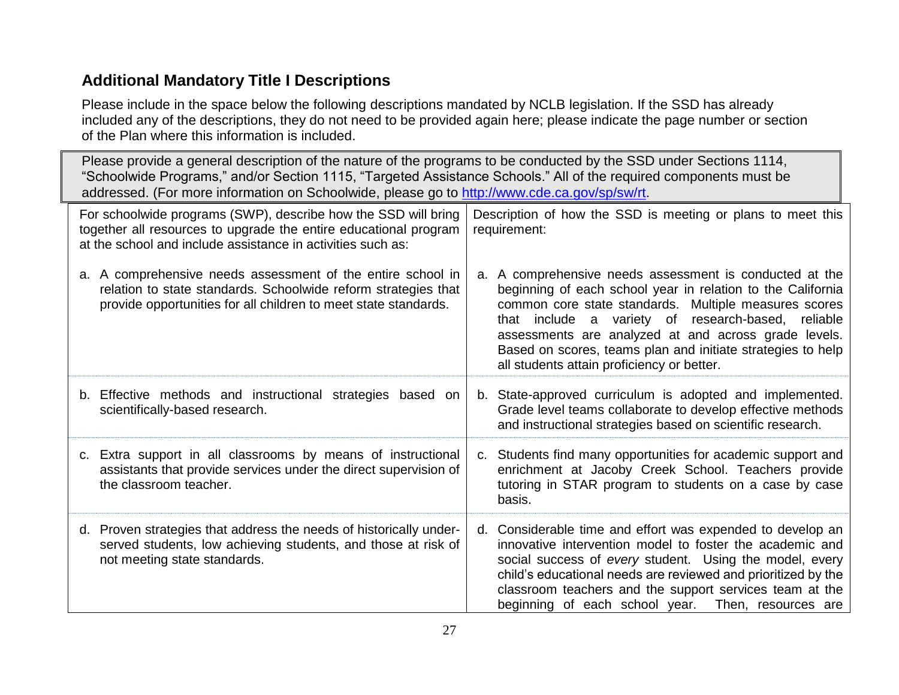## Additional Mandatory Title I Descriptions

Please include in the space below the following descriptions mandated by NCLB legislation. If the SSD has already included any of the descriptions, they do not need to be provided again here; please indicate the page number or section of the Plan where this information is included.

Please provide a general description of the nature of the programs to be conducted by the SSD under Sections 1114, "Schoolwide Programs," and/or Section 1115, "Targeted Assistance Schools." All of the required components must be addressed. (For more information on Schoolwide, please go to [http://www.cde.ca.gov/sp/sw/rt](http://www.cde.ca.gov/sp/sw/rt).

| For schoolwide programs (SWP), describe how the SSD will bring together all resources to upgrade the entire educational program at the school and include assistance in activities such as: | Description of how the SSD is meeting or plans to meet this requirement: |
|---|---|
| a. A comprehensive needs assessment of the entire school in relation to state standards. Schoolwide reform strategies that provide opportunities for all children to meet state standards. | a. A comprehensive needs assessment is conducted at the beginning of each school year in relation to the California common core state standards. Multiple measures scores that include a variety of research-based, reliable assessments are analyzed at and across grade levels. Based on scores, teams plan and initiate strategies to help all students attain proficiency or better. |
| b. Effective methods and instructional strategies based on scientifically-based research. | b. State-approved curriculum is adopted and implemented. Grade level teams collaborate to develop effective methods and instructional strategies based on scientific research. |
| c. Extra support in all classrooms by means of instructional assistants that provide services under the direct supervision of the classroom teacher. | c. Students find many opportunities for academic support and enrichment at Jacoby Creek School. Teachers provide tutoring in STAR program to students on a case by case basis. |
| d. Proven strategies that address the needs of historically under-served students, low achieving students, and those at risk of not meeting state standards. | d. Considerable time and effort was expended to develop an innovative intervention model to foster the academic and social success of *every* student. Using the model, every child's educational needs are reviewed and prioritized by the classroom teachers and the support services team at the beginning of each school year. Then, resources are |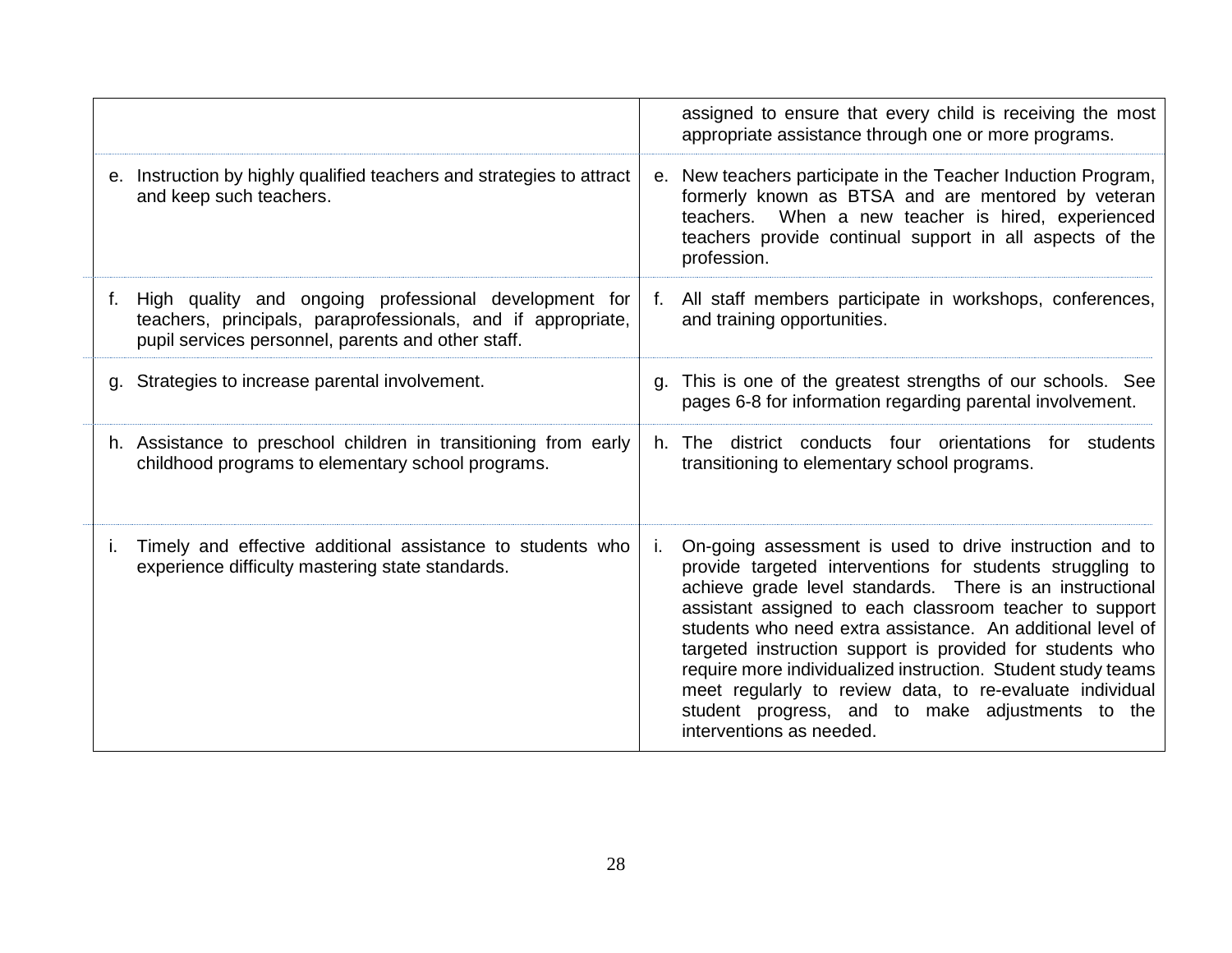| | |
|---|---|
| | assigned to ensure that every child is receiving the most appropriate assistance through one or more programs. |
| e. Instruction by highly qualified teachers and strategies to attract and keep such teachers. | e. New teachers participate in the Teacher Induction Program, formerly known as BTSA and are mentored by veteran teachers. When a new teacher is hired, experienced teachers provide continual support in all aspects of the profession. |
| f. High quality and ongoing professional development for teachers, principals, paraprofessionals, and if appropriate, pupil services personnel, parents and other staff. | f. All staff members participate in workshops, conferences, and training opportunities. |
| g. Strategies to increase parental involvement. | g. This is one of the greatest strengths of our schools. See pages 6-8 for information regarding parental involvement. |
| h. Assistance to preschool children in transitioning from early childhood programs to elementary school programs. | h. The district conducts four orientations for students transitioning to elementary school programs. |
| i. Timely and effective additional assistance to students who experience difficulty mastering state standards. | i. On-going assessment is used to drive instruction and to provide targeted interventions for students struggling to achieve grade level standards. There is an instructional assistant assigned to each classroom teacher to support students who need extra assistance. An additional level of targeted instruction support is provided for students who require more individualized instruction. Student study teams meet regularly to review data, to re-evaluate individual student progress, and to make adjustments to the interventions as needed. |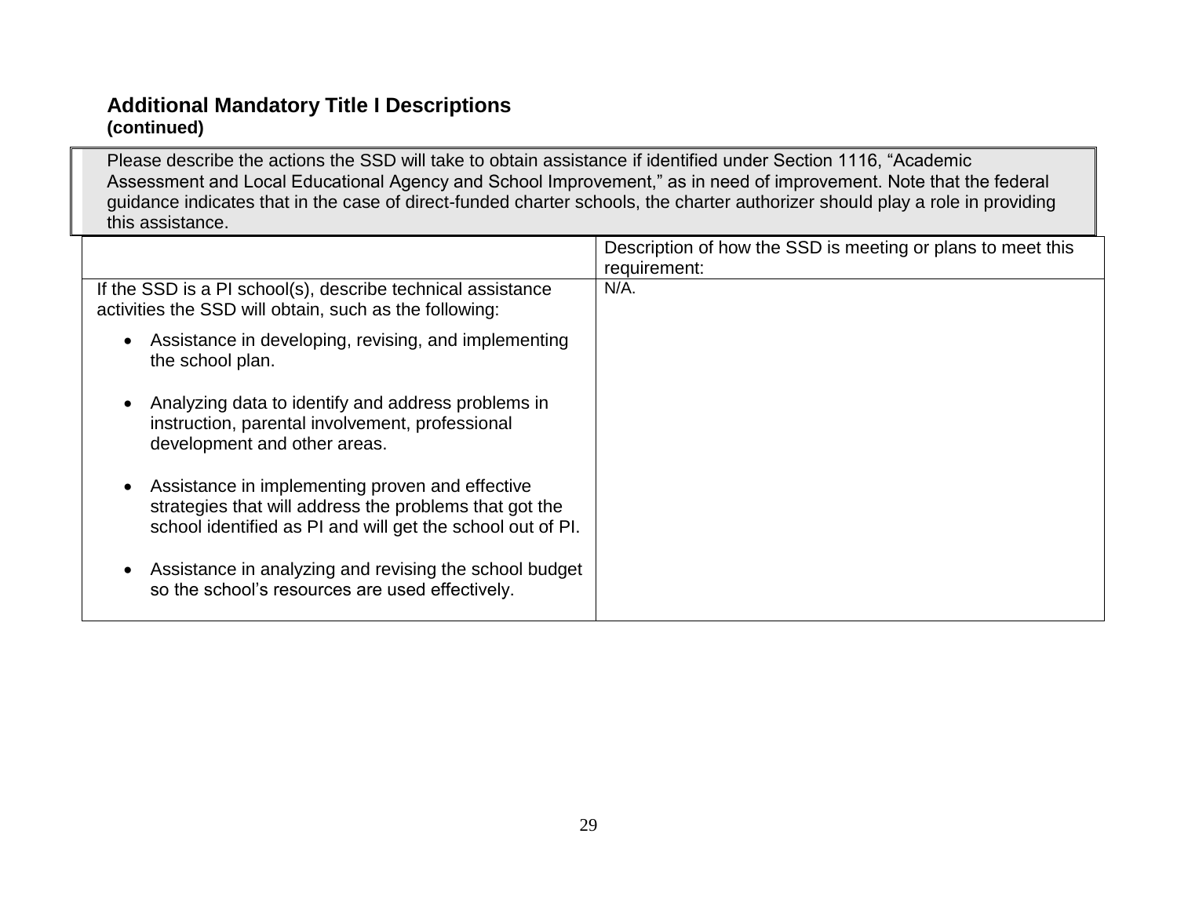### Additional Mandatory Title I Descriptions
**(continued)**

| Please describe the actions the SSD will take to obtain assistance if identified under Section 1116, "Academic Assessment and Local Educational Agency and School Improvement," as in need of improvement. Note that the federal guidance indicates that in the case of direct-funded charter schools, the charter authorizer should play a role in providing this assistance. | |
|---|---|
| | Description of how the SSD is meeting or plans to meet this requirement: |
| If the SSD is a PI school(s), describe technical assistance activities the SSD will obtain, such as the following:<br><br>• Assistance in developing, revising, and implementing the school plan.<br><br>• Analyzing data to identify and address problems in instruction, parental involvement, professional development and other areas.<br><br>• Assistance in implementing proven and effective strategies that will address the problems that got the school identified as PI and will get the school out of PI.<br><br>• Assistance in analyzing and revising the school budget so the school's resources are used effectively. | N/A. |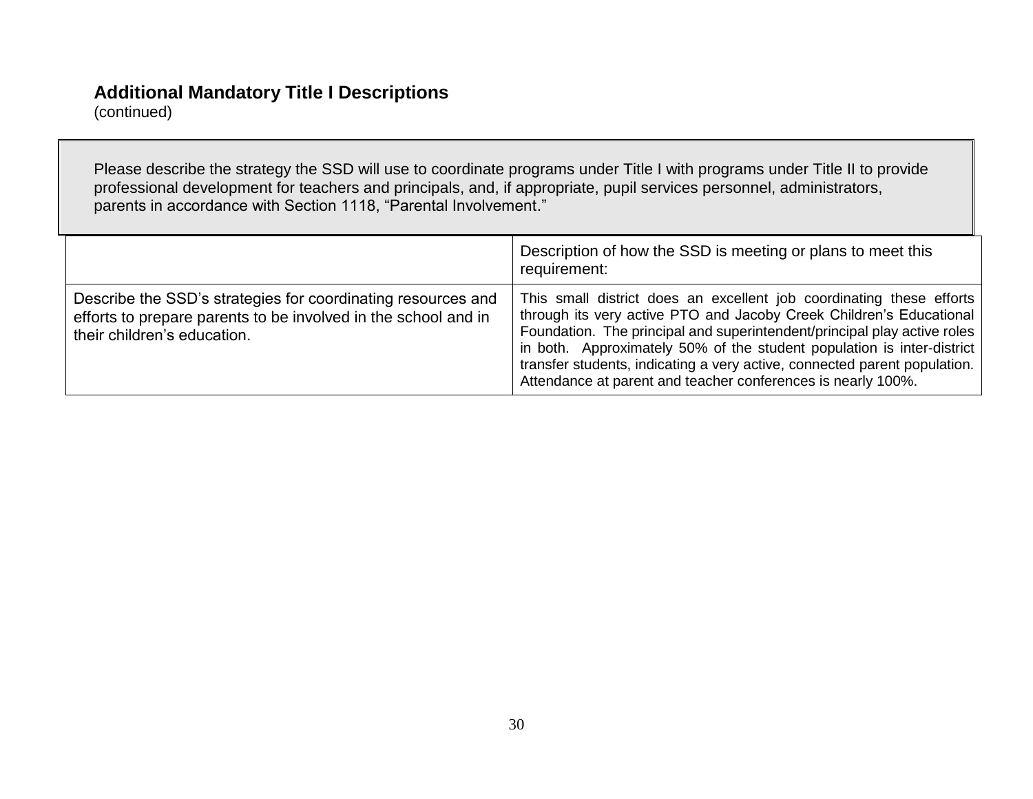**Additional Mandatory Title I Descriptions**
(continued)

Please describe the strategy the SSD will use to coordinate programs under Title I with programs under Title II to provide professional development for teachers and principals, and, if appropriate, pupil services personnel, administrators, parents in accordance with Section 1118, "Parental Involvement."

| | Description of how the SSD is meeting or plans to meet this requirement: |
|---|---|
| Describe the SSD's strategies for coordinating resources and efforts to prepare parents to be involved in the school and in their children's education. | This small district does an excellent job coordinating these efforts through its very active PTO and Jacoby Creek Children's Educational Foundation. The principal and superintendent/principal play active roles in both. Approximately 50% of the student population is inter-district transfer students, indicating a very active, connected parent population. Attendance at parent and teacher conferences is nearly 100%. |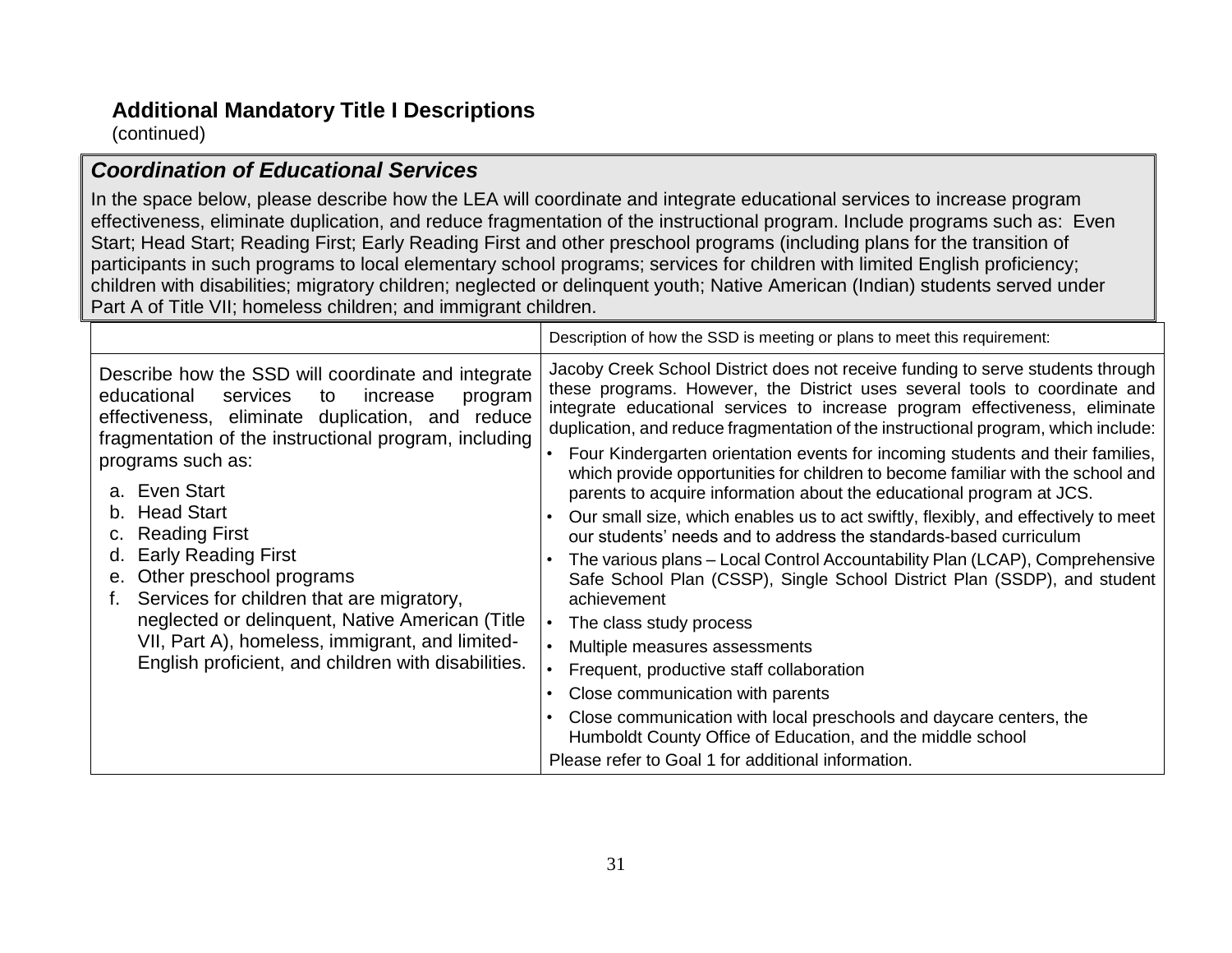## Additional Mandatory Title I Descriptions

(continued)

### *Coordination of Educational Services*

In the space below, please describe how the LEA will coordinate and integrate educational services to increase program effectiveness, eliminate duplication, and reduce fragmentation of the instructional program. Include programs such as: Even Start; Head Start; Reading First; Early Reading First and other preschool programs (including plans for the transition of participants in such programs to local elementary school programs; services for children with limited English proficiency; children with disabilities; migratory children; neglected or delinquent youth; Native American (Indian) students served under Part A of Title VII; homeless children; and immigrant children.

| | Description of how the SSD is meeting or plans to meet this requirement: |
|---|---|
| Describe how the SSD will coordinate and integrate educational services to increase program effectiveness, eliminate duplication, and reduce fragmentation of the instructional program, including programs such as:<br>a. Even Start<br>b. Head Start<br>c. Reading First<br>d. Early Reading First<br>e. Other preschool programs<br>f. Services for children that are migratory, neglected or delinquent, Native American (Title VII, Part A), homeless, immigrant, and limited-English proficient, and children with disabilities. | Jacoby Creek School District does not receive funding to serve students through these programs. However, the District uses several tools to coordinate and integrate educational services to increase program effectiveness, eliminate duplication, and reduce fragmentation of the instructional program, which include:<br>• Four Kindergarten orientation events for incoming students and their families, which provide opportunities for children to become familiar with the school and parents to acquire information about the educational program at JCS.<br>• Our small size, which enables us to act swiftly, flexibly, and effectively to meet our students' needs and to address the standards-based curriculum<br>• The various plans – Local Control Accountability Plan (LCAP), Comprehensive Safe School Plan (CSSP), Single School District Plan (SSDP), and student achievement<br>• The class study process<br>• Multiple measures assessments<br>• Frequent, productive staff collaboration<br>• Close communication with parents<br>• Close communication with local preschools and daycare centers, the Humboldt County Office of Education, and the middle school<br>Please refer to Goal 1 for additional information. |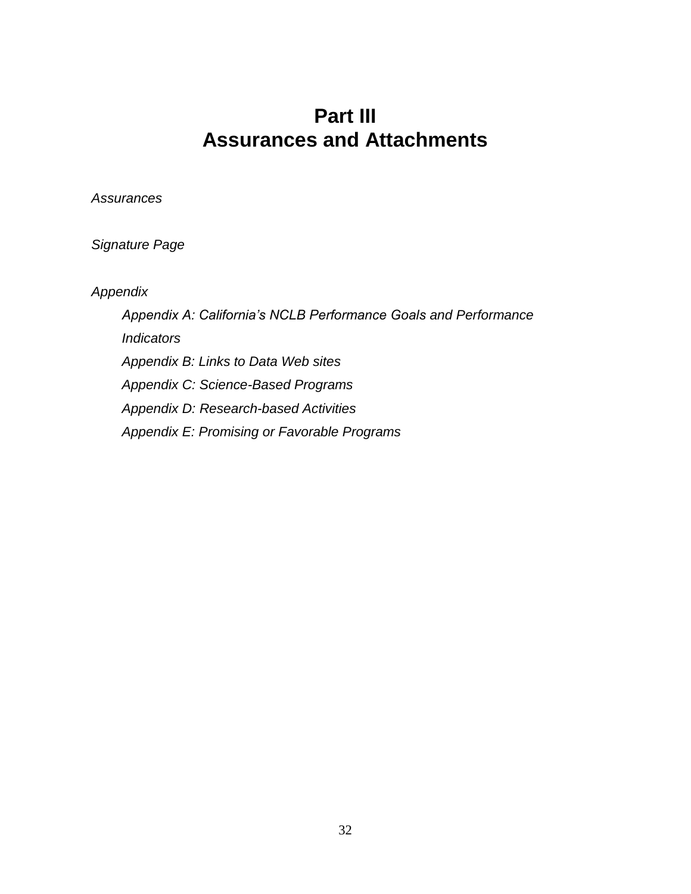# Part III
# Assurances and Attachments

*Assurances*

*Signature Page*

*Appendix*

- *Appendix A: California's NCLB Performance Goals and Performance Indicators*
- *Appendix B: Links to Data Web sites*
- *Appendix C: Science-Based Programs*
- *Appendix D: Research-based Activities*
- *Appendix E: Promising or Favorable Programs*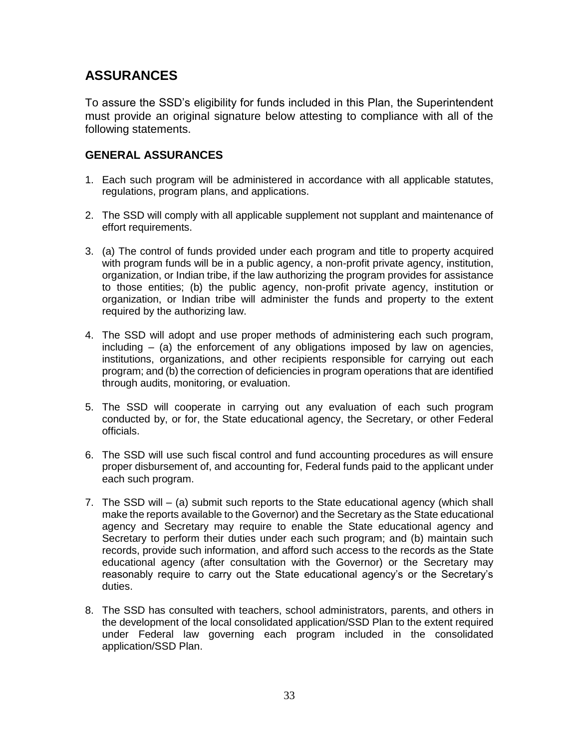## ASSURANCES

To assure the SSD's eligibility for funds included in this Plan, the Superintendent must provide an original signature below attesting to compliance with all of the following statements.

### GENERAL ASSURANCES

1. Each such program will be administered in accordance with all applicable statutes, regulations, program plans, and applications.

2. The SSD will comply with all applicable supplement not supplant and maintenance of effort requirements.

3. (a) The control of funds provided under each program and title to property acquired with program funds will be in a public agency, a non-profit private agency, institution, organization, or Indian tribe, if the law authorizing the program provides for assistance to those entities; (b) the public agency, non-profit private agency, institution or organization, or Indian tribe will administer the funds and property to the extent required by the authorizing law.

4. The SSD will adopt and use proper methods of administering each such program, including – (a) the enforcement of any obligations imposed by law on agencies, institutions, organizations, and other recipients responsible for carrying out each program; and (b) the correction of deficiencies in program operations that are identified through audits, monitoring, or evaluation.

5. The SSD will cooperate in carrying out any evaluation of each such program conducted by, or for, the State educational agency, the Secretary, or other Federal officials.

6. The SSD will use such fiscal control and fund accounting procedures as will ensure proper disbursement of, and accounting for, Federal funds paid to the applicant under each such program.

7. The SSD will – (a) submit such reports to the State educational agency (which shall make the reports available to the Governor) and the Secretary as the State educational agency and Secretary may require to enable the State educational agency and Secretary to perform their duties under each such program; and (b) maintain such records, provide such information, and afford such access to the records as the State educational agency (after consultation with the Governor) or the Secretary may reasonably require to carry out the State educational agency's or the Secretary's duties.

8. The SSD has consulted with teachers, school administrators, parents, and others in the development of the local consolidated application/SSD Plan to the extent required under Federal law governing each program included in the consolidated application/SSD Plan.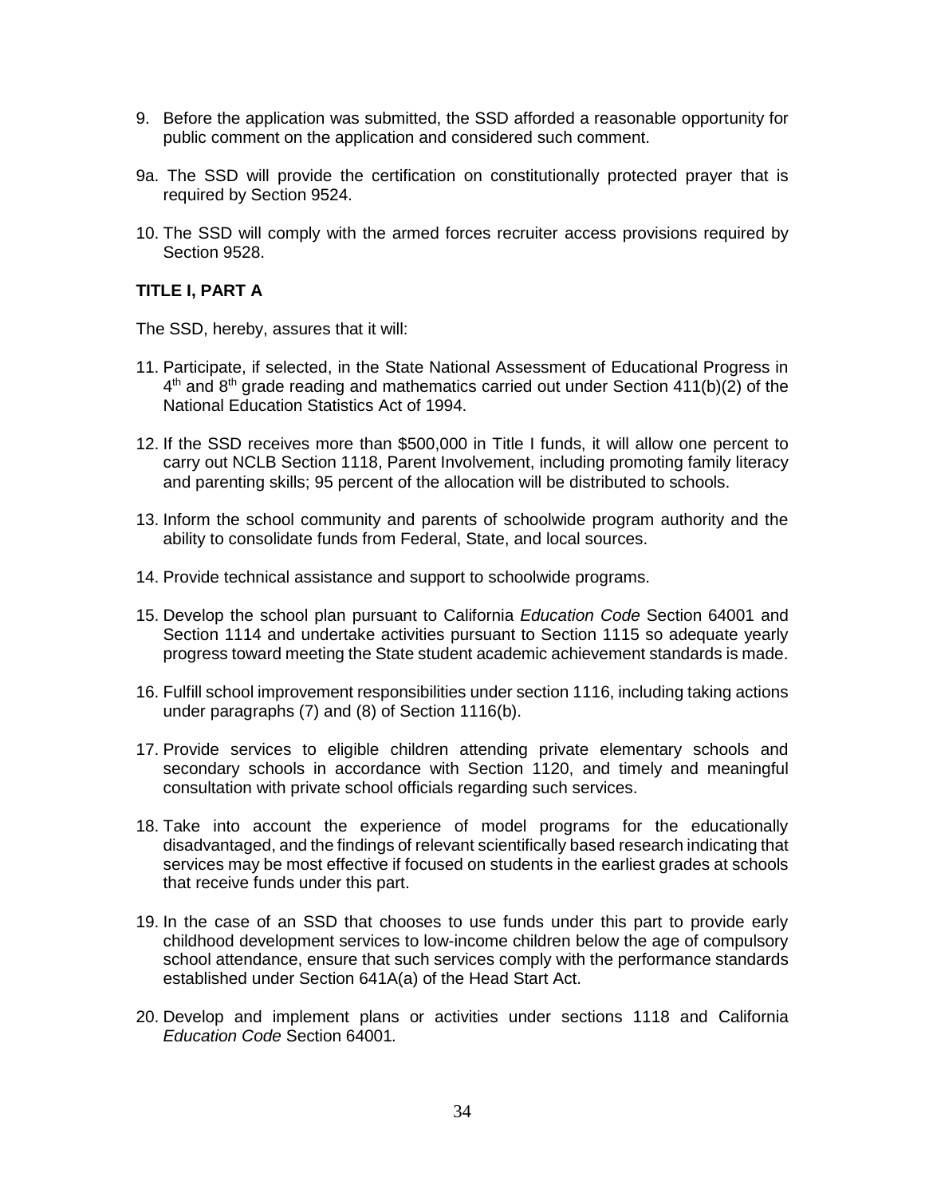9. Before the application was submitted, the SSD afforded a reasonable opportunity for public comment on the application and considered such comment.

9a. The SSD will provide the certification on constitutionally protected prayer that is required by Section 9524.

10. The SSD will comply with the armed forces recruiter access provisions required by Section 9528.

**TITLE I, PART A**

The SSD, hereby, assures that it will:

11. Participate, if selected, in the State National Assessment of Educational Progress in 4th and 8th grade reading and mathematics carried out under Section 411(b)(2) of the National Education Statistics Act of 1994.

12. If the SSD receives more than $500,000 in Title I funds, it will allow one percent to carry out NCLB Section 1118, Parent Involvement, including promoting family literacy and parenting skills; 95 percent of the allocation will be distributed to schools.

13. Inform the school community and parents of schoolwide program authority and the ability to consolidate funds from Federal, State, and local sources.

14. Provide technical assistance and support to schoolwide programs.

15. Develop the school plan pursuant to California *Education Code* Section 64001 and Section 1114 and undertake activities pursuant to Section 1115 so adequate yearly progress toward meeting the State student academic achievement standards is made.

16. Fulfill school improvement responsibilities under section 1116, including taking actions under paragraphs (7) and (8) of Section 1116(b).

17. Provide services to eligible children attending private elementary schools and secondary schools in accordance with Section 1120, and timely and meaningful consultation with private school officials regarding such services.

18. Take into account the experience of model programs for the educationally disadvantaged, and the findings of relevant scientifically based research indicating that services may be most effective if focused on students in the earliest grades at schools that receive funds under this part.

19. In the case of an SSD that chooses to use funds under this part to provide early childhood development services to low-income children below the age of compulsory school attendance, ensure that such services comply with the performance standards established under Section 641A(a) of the Head Start Act.

20. Develop and implement plans or activities under sections 1118 and California *Education Code* Section 64001*.*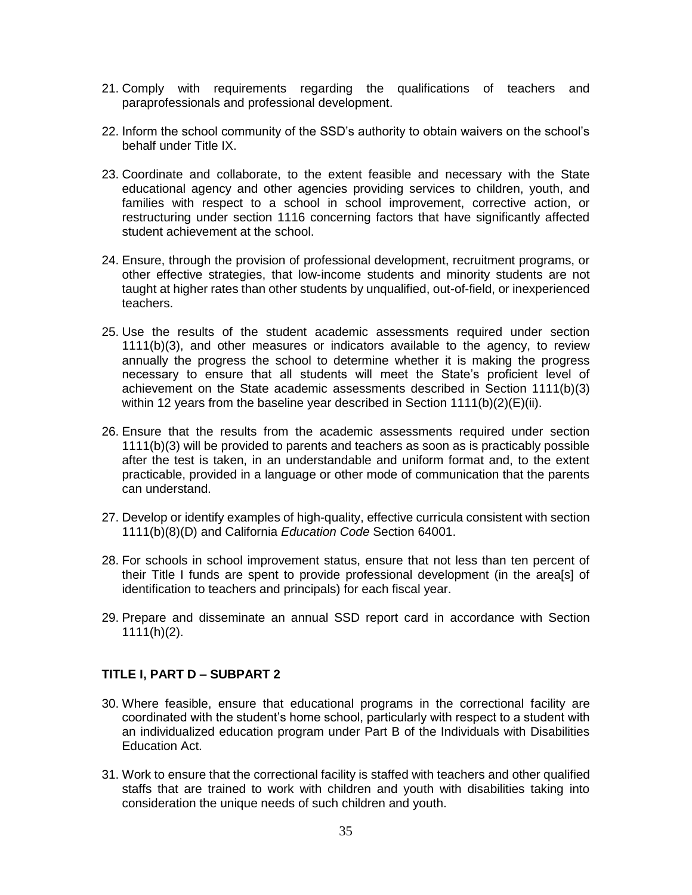21. Comply with requirements regarding the qualifications of teachers and paraprofessionals and professional development.

22. Inform the school community of the SSD's authority to obtain waivers on the school's behalf under Title IX.

23. Coordinate and collaborate, to the extent feasible and necessary with the State educational agency and other agencies providing services to children, youth, and families with respect to a school in school improvement, corrective action, or restructuring under section 1116 concerning factors that have significantly affected student achievement at the school.

24. Ensure, through the provision of professional development, recruitment programs, or other effective strategies, that low-income students and minority students are not taught at higher rates than other students by unqualified, out-of-field, or inexperienced teachers.

25. Use the results of the student academic assessments required under section 1111(b)(3), and other measures or indicators available to the agency, to review annually the progress the school to determine whether it is making the progress necessary to ensure that all students will meet the State's proficient level of achievement on the State academic assessments described in Section 1111(b)(3) within 12 years from the baseline year described in Section 1111(b)(2)(E)(ii).

26. Ensure that the results from the academic assessments required under section 1111(b)(3) will be provided to parents and teachers as soon as is practicably possible after the test is taken, in an understandable and uniform format and, to the extent practicable, provided in a language or other mode of communication that the parents can understand.

27. Develop or identify examples of high-quality, effective curricula consistent with section 1111(b)(8)(D) and California *Education Code* Section 64001.

28. For schools in school improvement status, ensure that not less than ten percent of their Title I funds are spent to provide professional development (in the area[s] of identification to teachers and principals) for each fiscal year.

29. Prepare and disseminate an annual SSD report card in accordance with Section 1111(h)(2).

**TITLE I, PART D – SUBPART 2**

30. Where feasible, ensure that educational programs in the correctional facility are coordinated with the student's home school, particularly with respect to a student with an individualized education program under Part B of the Individuals with Disabilities Education Act.

31. Work to ensure that the correctional facility is staffed with teachers and other qualified staffs that are trained to work with children and youth with disabilities taking into consideration the unique needs of such children and youth.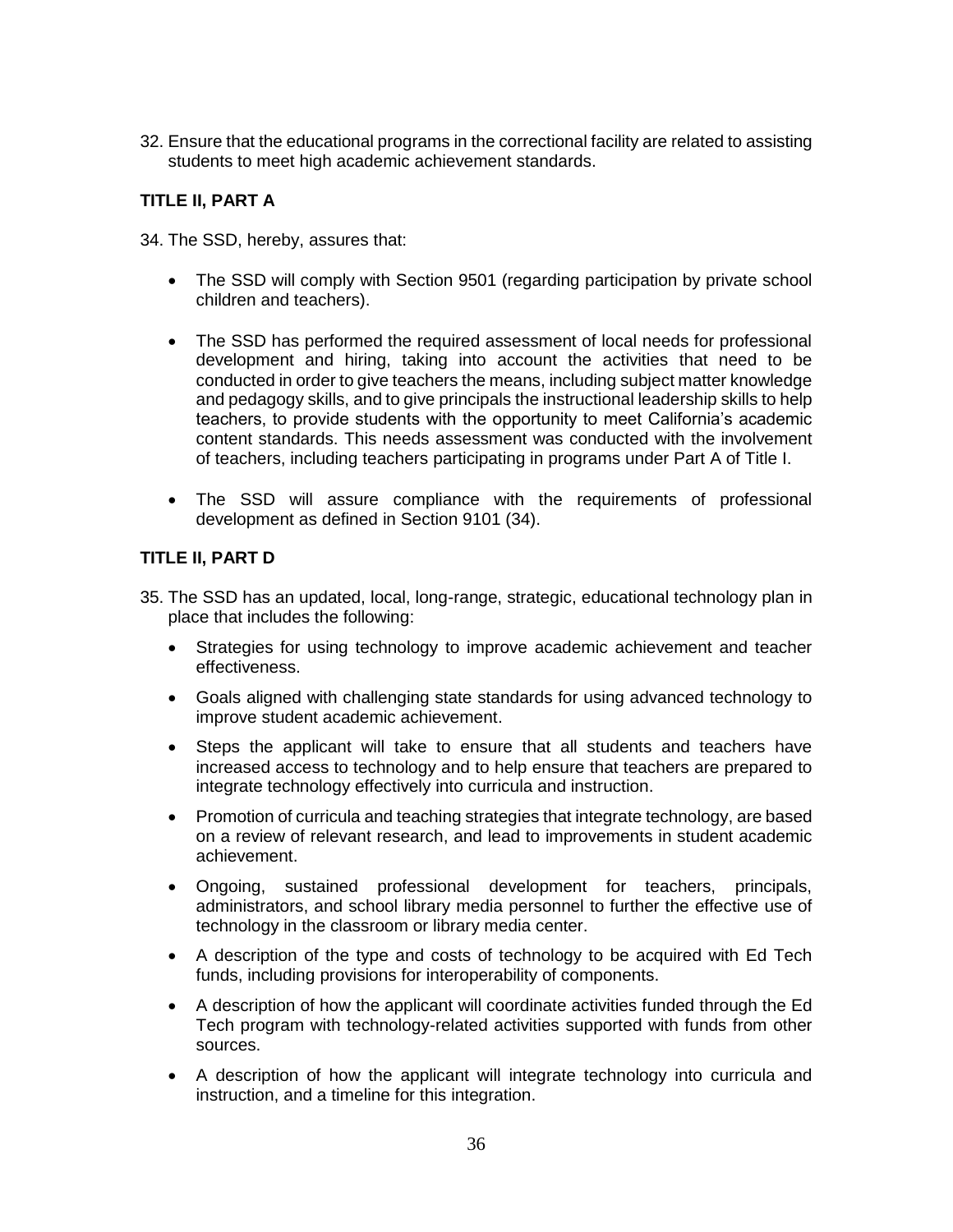32. Ensure that the educational programs in the correctional facility are related to assisting students to meet high academic achievement standards.

### TITLE II, PART A

34. The SSD, hereby, assures that:

    - The SSD will comply with Section 9501 (regarding participation by private school children and teachers).

    - The SSD has performed the required assessment of local needs for professional development and hiring, taking into account the activities that need to be conducted in order to give teachers the means, including subject matter knowledge and pedagogy skills, and to give principals the instructional leadership skills to help teachers, to provide students with the opportunity to meet California's academic content standards. This needs assessment was conducted with the involvement of teachers, including teachers participating in programs under Part A of Title I.

    - The SSD will assure compliance with the requirements of professional development as defined in Section 9101 (34).

### TITLE II, PART D

35. The SSD has an updated, local, long-range, strategic, educational technology plan in place that includes the following:

    - Strategies for using technology to improve academic achievement and teacher effectiveness.
    - Goals aligned with challenging state standards for using advanced technology to improve student academic achievement.
    - Steps the applicant will take to ensure that all students and teachers have increased access to technology and to help ensure that teachers are prepared to integrate technology effectively into curricula and instruction.
    - Promotion of curricula and teaching strategies that integrate technology, are based on a review of relevant research, and lead to improvements in student academic achievement.
    - Ongoing, sustained professional development for teachers, principals, administrators, and school library media personnel to further the effective use of technology in the classroom or library media center.
    - A description of the type and costs of technology to be acquired with Ed Tech funds, including provisions for interoperability of components.
    - A description of how the applicant will coordinate activities funded through the Ed Tech program with technology-related activities supported with funds from other sources.
    - A description of how the applicant will integrate technology into curricula and instruction, and a timeline for this integration.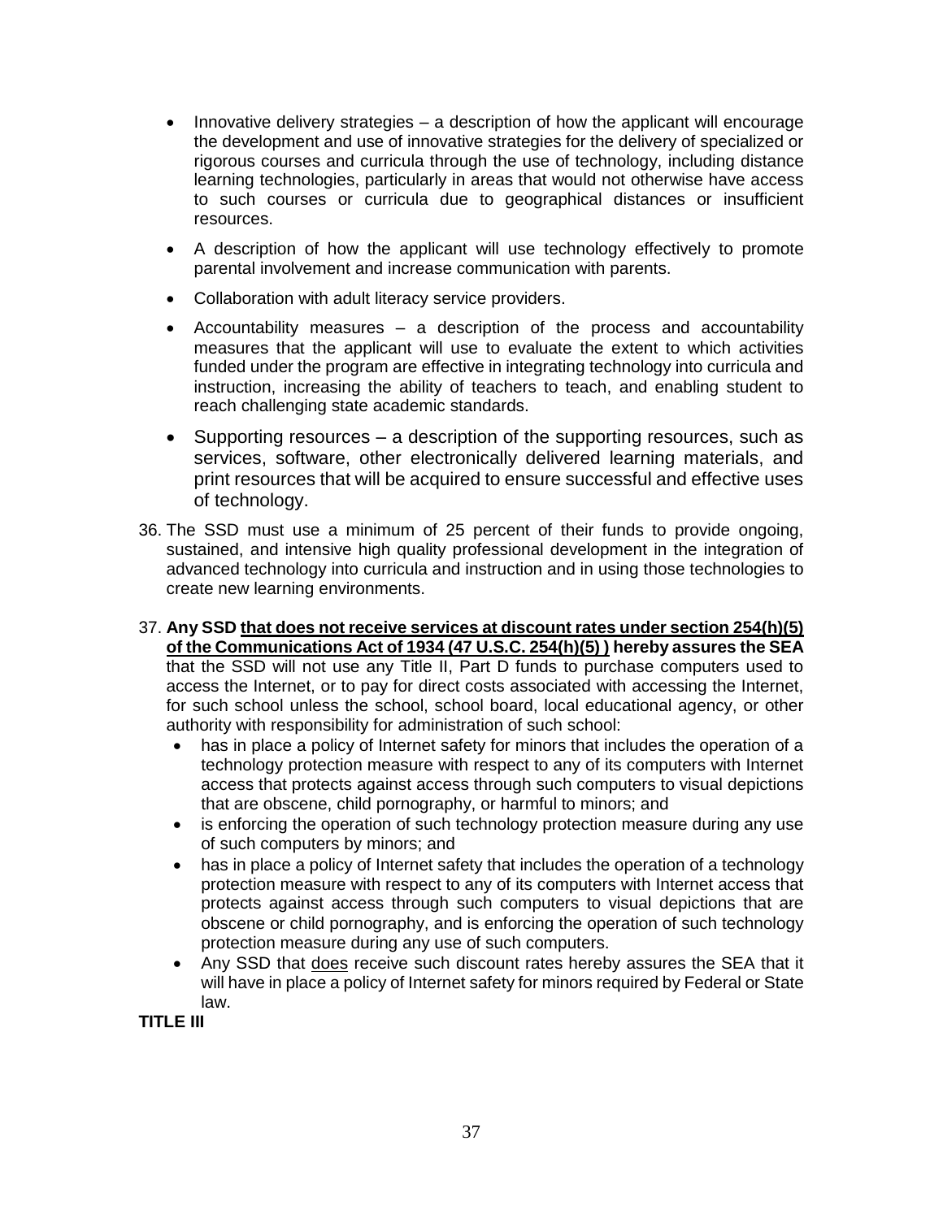- Innovative delivery strategies – a description of how the applicant will encourage the development and use of innovative strategies for the delivery of specialized or rigorous courses and curricula through the use of technology, including distance learning technologies, particularly in areas that would not otherwise have access to such courses or curricula due to geographical distances or insufficient resources.
- A description of how the applicant will use technology effectively to promote parental involvement and increase communication with parents.
- Collaboration with adult literacy service providers.
- Accountability measures – a description of the process and accountability measures that the applicant will use to evaluate the extent to which activities funded under the program are effective in integrating technology into curricula and instruction, increasing the ability of teachers to teach, and enabling student to reach challenging state academic standards.
- Supporting resources – a description of the supporting resources, such as services, software, other electronically delivered learning materials, and print resources that will be acquired to ensure successful and effective uses of technology.

36. The SSD must use a minimum of 25 percent of their funds to provide ongoing, sustained, and intensive high quality professional development in the integration of advanced technology into curricula and instruction and in using those technologies to create new learning environments.

37. **Any SSD <u>that does not receive services at discount rates under section 254(h)(5) of the Communications Act of 1934 (47 U.S.C. 254(h)(5) )</u> hereby assures the SEA** that the SSD will not use any Title II, Part D funds to purchase computers used to access the Internet, or to pay for direct costs associated with accessing the Internet, for such school unless the school, school board, local educational agency, or other authority with responsibility for administration of such school:
    - has in place a policy of Internet safety for minors that includes the operation of a technology protection measure with respect to any of its computers with Internet access that protects against access through such computers to visual depictions that are obscene, child pornography, or harmful to minors; and
    - is enforcing the operation of such technology protection measure during any use of such computers by minors; and
    - has in place a policy of Internet safety that includes the operation of a technology protection measure with respect to any of its computers with Internet access that protects against access through such computers to visual depictions that are obscene or child pornography, and is enforcing the operation of such technology protection measure during any use of such computers.
    - Any SSD that <u>does</u> receive such discount rates hereby assures the SEA that it will have in place a policy of Internet safety for minors required by Federal or State law.

**TITLE III**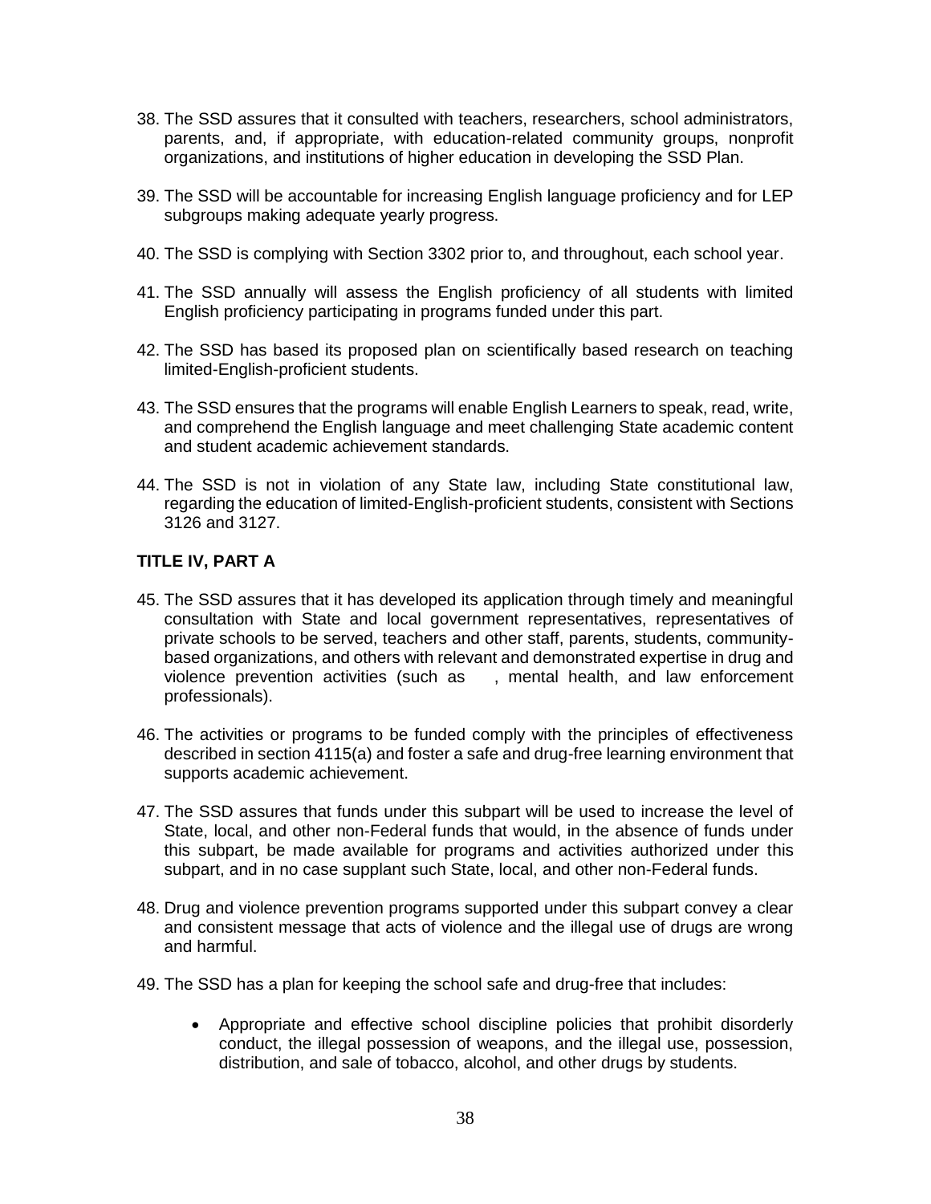38. The SSD assures that it consulted with teachers, researchers, school administrators, parents, and, if appropriate, with education-related community groups, nonprofit organizations, and institutions of higher education in developing the SSD Plan.

39. The SSD will be accountable for increasing English language proficiency and for LEP subgroups making adequate yearly progress.

40. The SSD is complying with Section 3302 prior to, and throughout, each school year.

41. The SSD annually will assess the English proficiency of all students with limited English proficiency participating in programs funded under this part.

42. The SSD has based its proposed plan on scientifically based research on teaching limited-English-proficient students.

43. The SSD ensures that the programs will enable English Learners to speak, read, write, and comprehend the English language and meet challenging State academic content and student academic achievement standards.

44. The SSD is not in violation of any State law, including State constitutional law, regarding the education of limited-English-proficient students, consistent with Sections 3126 and 3127.

**TITLE IV, PART A**

45. The SSD assures that it has developed its application through timely and meaningful consultation with State and local government representatives, representatives of private schools to be served, teachers and other staff, parents, students, community-based organizations, and others with relevant and demonstrated expertise in drug and violence prevention activities (such as , mental health, and law enforcement professionals).

46. The activities or programs to be funded comply with the principles of effectiveness described in section 4115(a) and foster a safe and drug-free learning environment that supports academic achievement.

47. The SSD assures that funds under this subpart will be used to increase the level of State, local, and other non-Federal funds that would, in the absence of funds under this subpart, be made available for programs and activities authorized under this subpart, and in no case supplant such State, local, and other non-Federal funds.

48. Drug and violence prevention programs supported under this subpart convey a clear and consistent message that acts of violence and the illegal use of drugs are wrong and harmful.

49. The SSD has a plan for keeping the school safe and drug-free that includes:

    - Appropriate and effective school discipline policies that prohibit disorderly conduct, the illegal possession of weapons, and the illegal use, possession, distribution, and sale of tobacco, alcohol, and other drugs by students.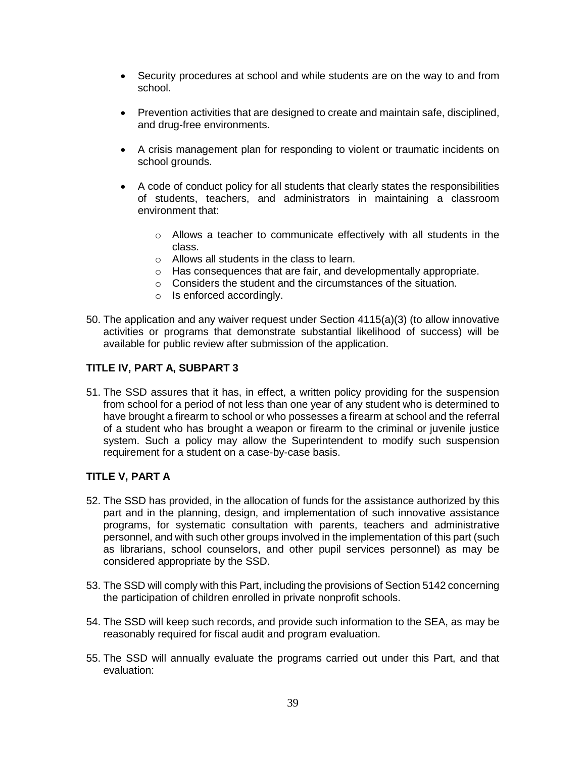- Security procedures at school and while students are on the way to and from school.

- Prevention activities that are designed to create and maintain safe, disciplined, and drug-free environments.

- A crisis management plan for responding to violent or traumatic incidents on school grounds.

- A code of conduct policy for all students that clearly states the responsibilities of students, teachers, and administrators in maintaining a classroom environment that:

    - Allows a teacher to communicate effectively with all students in the class.
    - Allows all students in the class to learn.
    - Has consequences that are fair, and developmentally appropriate.
    - Considers the student and the circumstances of the situation.
    - Is enforced accordingly.

50. The application and any waiver request under Section 4115(a)(3) (to allow innovative activities or programs that demonstrate substantial likelihood of success) will be available for public review after submission of the application.

### TITLE IV, PART A, SUBPART 3

51. The SSD assures that it has, in effect, a written policy providing for the suspension from school for a period of not less than one year of any student who is determined to have brought a firearm to school or who possesses a firearm at school and the referral of a student who has brought a weapon or firearm to the criminal or juvenile justice system. Such a policy may allow the Superintendent to modify such suspension requirement for a student on a case-by-case basis.

### TITLE V, PART A

52. The SSD has provided, in the allocation of funds for the assistance authorized by this part and in the planning, design, and implementation of such innovative assistance programs, for systematic consultation with parents, teachers and administrative personnel, and with such other groups involved in the implementation of this part (such as librarians, school counselors, and other pupil services personnel) as may be considered appropriate by the SSD.

53. The SSD will comply with this Part, including the provisions of Section 5142 concerning the participation of children enrolled in private nonprofit schools.

54. The SSD will keep such records, and provide such information to the SEA, as may be reasonably required for fiscal audit and program evaluation.

55. The SSD will annually evaluate the programs carried out under this Part, and that evaluation: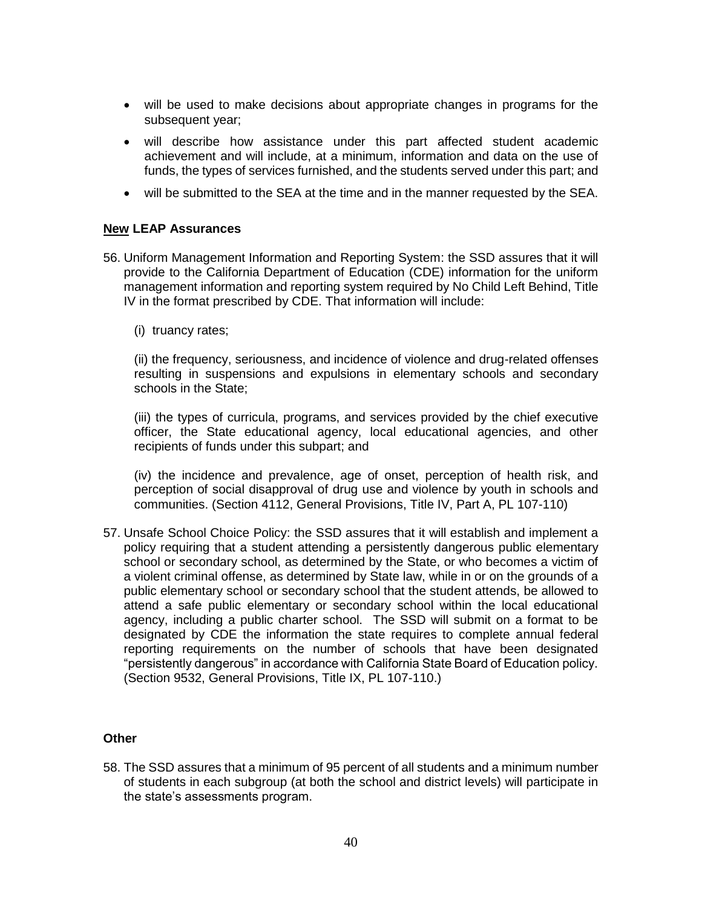- will be used to make decisions about appropriate changes in programs for the subsequent year;
- will describe how assistance under this part affected student academic achievement and will include, at a minimum, information and data on the use of funds, the types of services furnished, and the students served under this part; and
- will be submitted to the SEA at the time and in the manner requested by the SEA.

### **New** LEAP Assurances

56. Uniform Management Information and Reporting System: the SSD assures that it will provide to the California Department of Education (CDE) information for the uniform management information and reporting system required by No Child Left Behind, Title IV in the format prescribed by CDE. That information will include:

    (i) truancy rates;

    (ii) the frequency, seriousness, and incidence of violence and drug-related offenses resulting in suspensions and expulsions in elementary schools and secondary schools in the State;

    (iii) the types of curricula, programs, and services provided by the chief executive officer, the State educational agency, local educational agencies, and other recipients of funds under this subpart; and

    (iv) the incidence and prevalence, age of onset, perception of health risk, and perception of social disapproval of drug use and violence by youth in schools and communities. (Section 4112, General Provisions, Title IV, Part A, PL 107-110)

57. Unsafe School Choice Policy: the SSD assures that it will establish and implement a policy requiring that a student attending a persistently dangerous public elementary school or secondary school, as determined by the State, or who becomes a victim of a violent criminal offense, as determined by State law, while in or on the grounds of a public elementary school or secondary school that the student attends, be allowed to attend a safe public elementary or secondary school within the local educational agency, including a public charter school. The SSD will submit on a format to be designated by CDE the information the state requires to complete annual federal reporting requirements on the number of schools that have been designated "persistently dangerous" in accordance with California State Board of Education policy. (Section 9532, General Provisions, Title IX, PL 107-110.)

### Other

58. The SSD assures that a minimum of 95 percent of all students and a minimum number of students in each subgroup (at both the school and district levels) will participate in the state's assessments program.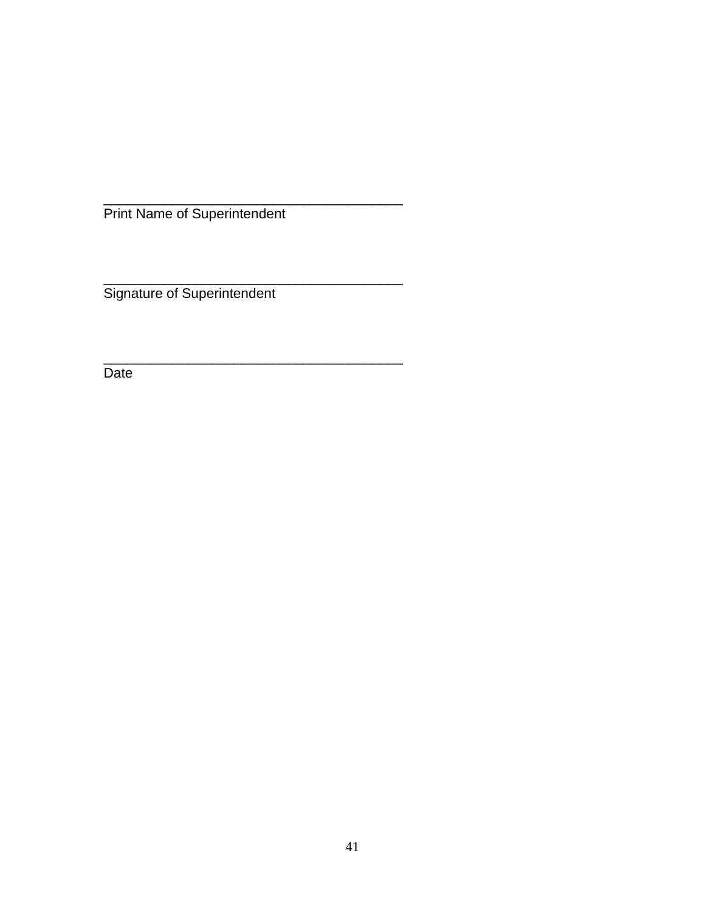_______________________________________
Print Name of Superintendent

_______________________________________
Signature of Superintendent

_______________________________________
Date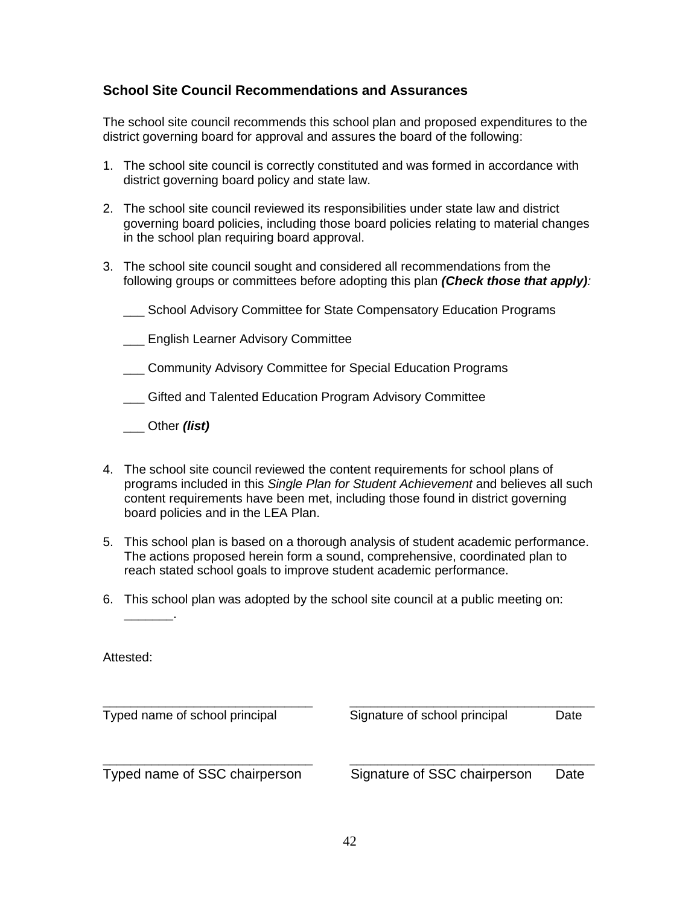## School Site Council Recommendations and Assurances

The school site council recommends this school plan and proposed expenditures to the district governing board for approval and assures the board of the following:

1. The school site council is correctly constituted and was formed in accordance with district governing board policy and state law.

2. The school site council reviewed its responsibilities under state law and district governing board policies, including those board policies relating to material changes in the school plan requiring board approval.

3. The school site council sought and considered all recommendations from the following groups or committees before adopting this plan ***(Check those that apply)****:*

   ___ School Advisory Committee for State Compensatory Education Programs

   ___ English Learner Advisory Committee

   ___ Community Advisory Committee for Special Education Programs

   ___ Gifted and Talented Education Program Advisory Committee

   ___ Other ***(list)***

4. The school site council reviewed the content requirements for school plans of programs included in this *Single Plan for Student Achievement* and believes all such content requirements have been met, including those found in district governing board policies and in the LEA Plan.

5. This school plan is based on a thorough analysis of student academic performance. The actions proposed herein form a sound, comprehensive, coordinated plan to reach stated school goals to improve student academic performance.

6. This school plan was adopted by the school site council at a public meeting on: _______.

Attested:

| ______________________________ | ______________________________ | |
|---|---|---|
| Typed name of school principal | Signature of school principal | Date |
| ______________________________ | ______________________________ | |
| Typed name of SSC chairperson | Signature of SSC chairperson | Date |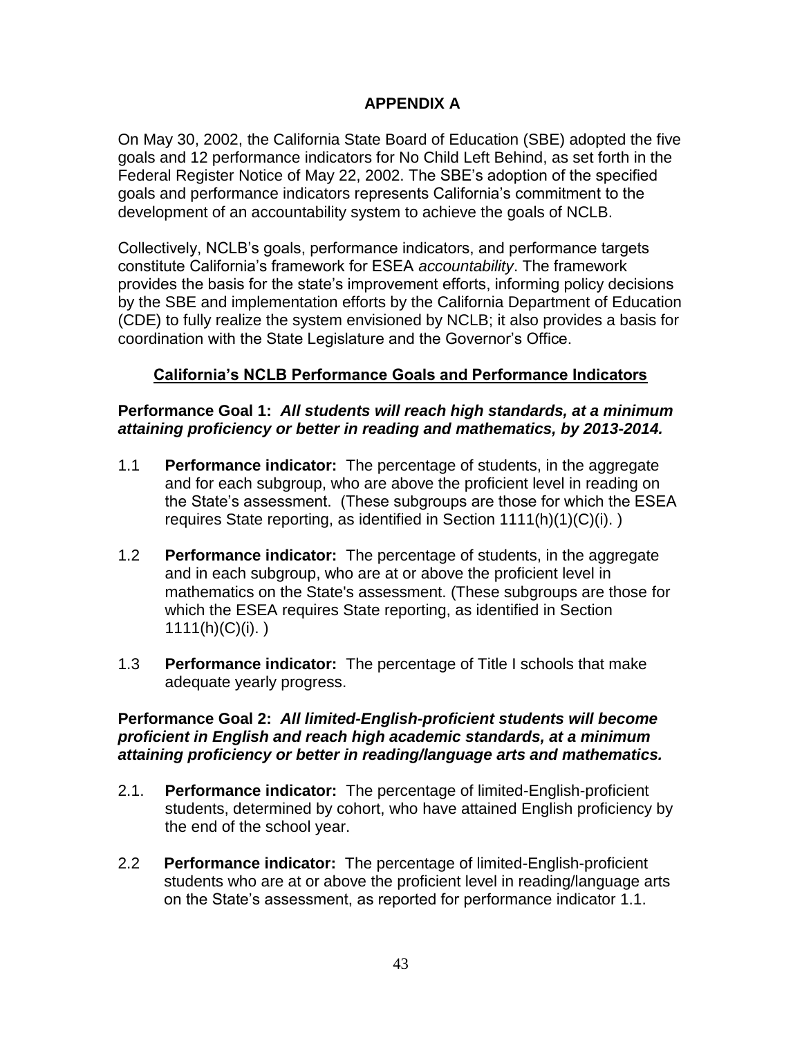# APPENDIX A

On May 30, 2002, the California State Board of Education (SBE) adopted the five goals and 12 performance indicators for No Child Left Behind, as set forth in the Federal Register Notice of May 22, 2002. The SBE's adoption of the specified goals and performance indicators represents California's commitment to the development of an accountability system to achieve the goals of NCLB.

Collectively, NCLB's goals, performance indicators, and performance targets constitute California's framework for ESEA *accountability*. The framework provides the basis for the state's improvement efforts, informing policy decisions by the SBE and implementation efforts by the California Department of Education (CDE) to fully realize the system envisioned by NCLB; it also provides a basis for coordination with the State Legislature and the Governor's Office.

## California's NCLB Performance Goals and Performance Indicators

**Performance Goal 1:** ***All students will reach high standards, at a minimum attaining proficiency or better in reading and mathematics, by 2013-2014.***

1.1 **Performance indicator:** The percentage of students, in the aggregate and for each subgroup, who are above the proficient level in reading on the State's assessment. (These subgroups are those for which the ESEA requires State reporting, as identified in Section 1111(h)(1)(C)(i). )

1.2 **Performance indicator:** The percentage of students, in the aggregate and in each subgroup, who are at or above the proficient level in mathematics on the State's assessment. (These subgroups are those for which the ESEA requires State reporting, as identified in Section 1111(h)(C)(i). )

1.3 **Performance indicator:** The percentage of Title I schools that make adequate yearly progress.

**Performance Goal 2:** ***All limited-English-proficient students will become proficient in English and reach high academic standards, at a minimum attaining proficiency or better in reading/language arts and mathematics.***

2.1. **Performance indicator:** The percentage of limited-English-proficient students, determined by cohort, who have attained English proficiency by the end of the school year.

2.2 **Performance indicator:** The percentage of limited-English-proficient students who are at or above the proficient level in reading/language arts on the State's assessment, as reported for performance indicator 1.1.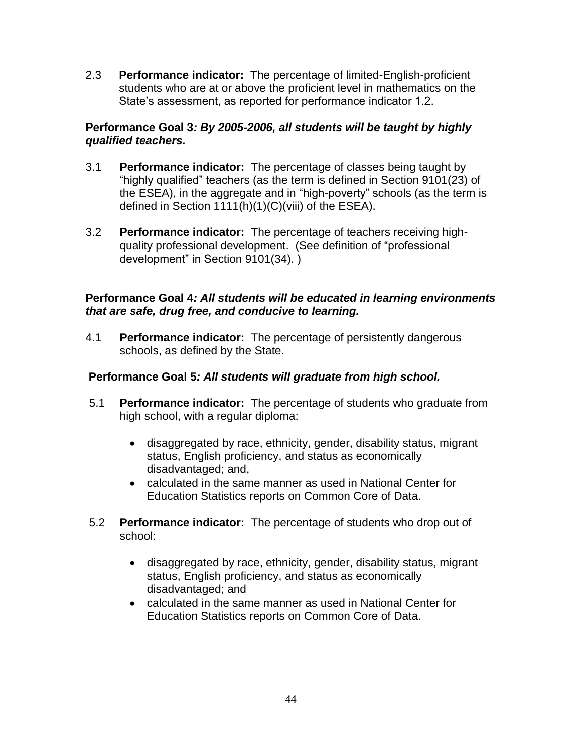2.3 **Performance indicator:** The percentage of limited-English-proficient students who are at or above the proficient level in mathematics on the State's assessment, as reported for performance indicator 1.2.

**Performance Goal 3*: By 2005-2006, all students will be taught by highly qualified teachers.***

3.1 **Performance indicator:** The percentage of classes being taught by "highly qualified" teachers (as the term is defined in Section 9101(23) of the ESEA), in the aggregate and in "high-poverty" schools (as the term is defined in Section 1111(h)(1)(C)(viii) of the ESEA).

3.2 **Performance indicator:** The percentage of teachers receiving high-quality professional development. (See definition of "professional development" in Section 9101(34). )

**Performance Goal 4*: All students will be educated in learning environments that are safe, drug free, and conducive to learning.***

4.1 **Performance indicator:** The percentage of persistently dangerous schools, as defined by the State.

**Performance Goal 5*: All students will graduate from high school.***

5.1 **Performance indicator:** The percentage of students who graduate from high school, with a regular diploma:

- disaggregated by race, ethnicity, gender, disability status, migrant status, English proficiency, and status as economically disadvantaged; and,
- calculated in the same manner as used in National Center for Education Statistics reports on Common Core of Data.

5.2 **Performance indicator:** The percentage of students who drop out of school:

- disaggregated by race, ethnicity, gender, disability status, migrant status, English proficiency, and status as economically disadvantaged; and
- calculated in the same manner as used in National Center for Education Statistics reports on Common Core of Data.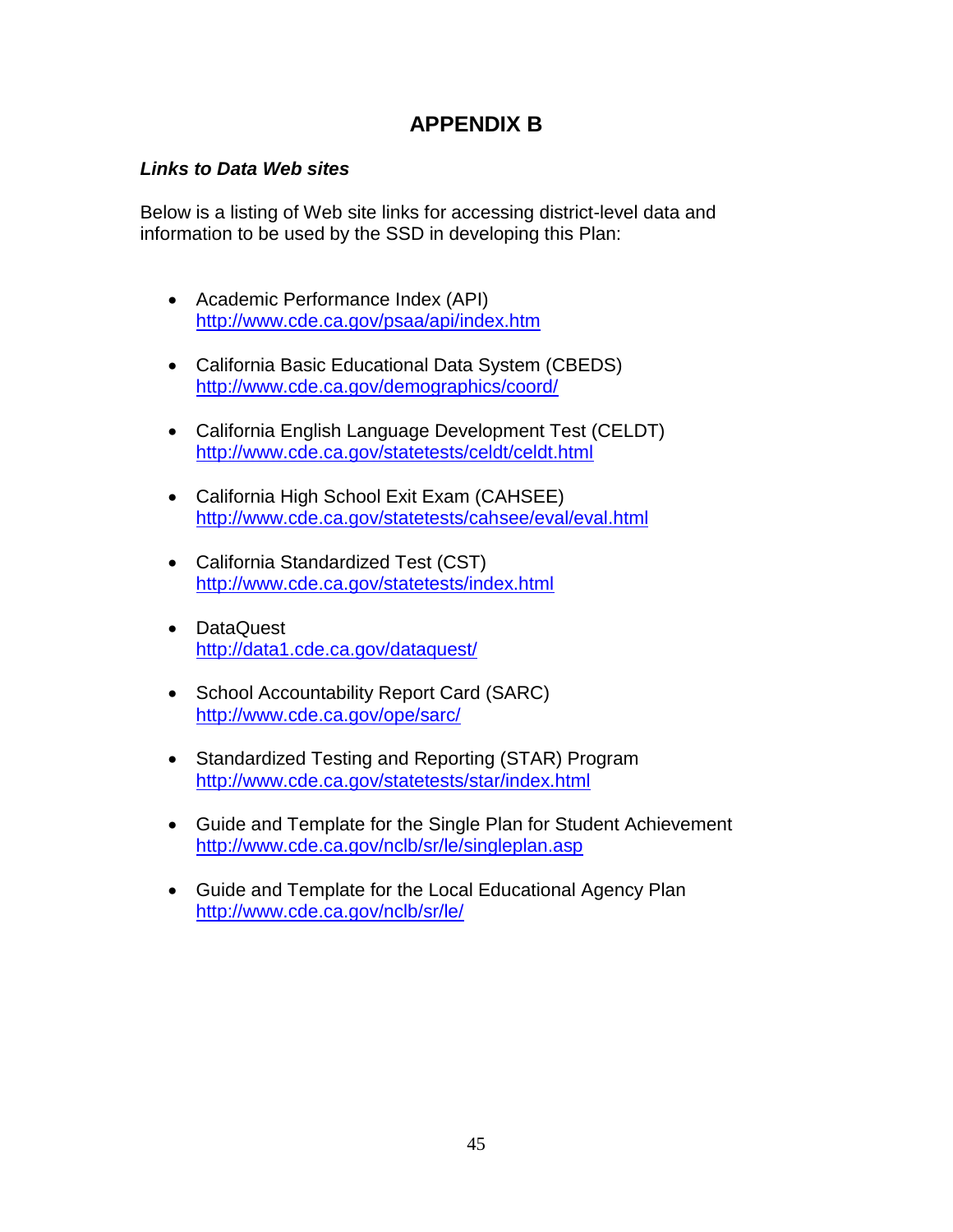# APPENDIX B

***Links to Data Web sites***

Below is a listing of Web site links for accessing district-level data and information to be used by the SSD in developing this Plan:

- Academic Performance Index (API)
  http://www.cde.ca.gov/psaa/api/index.htm
- California Basic Educational Data System (CBEDS)
  http://www.cde.ca.gov/demographics/coord/
- California English Language Development Test (CELDT)
  http://www.cde.ca.gov/statetests/celdt/celdt.html
- California High School Exit Exam (CAHSEE)
  http://www.cde.ca.gov/statetests/cahsee/eval/eval.html
- California Standardized Test (CST)
  http://www.cde.ca.gov/statetests/index.html
- DataQuest
  http://data1.cde.ca.gov/dataquest/
- School Accountability Report Card (SARC)
  http://www.cde.ca.gov/ope/sarc/
- Standardized Testing and Reporting (STAR) Program
  http://www.cde.ca.gov/statetests/star/index.html
- Guide and Template for the Single Plan for Student Achievement
  http://www.cde.ca.gov/nclb/sr/le/singleplan.asp
- Guide and Template for the Local Educational Agency Plan
  http://www.cde.ca.gov/nclb/sr/le/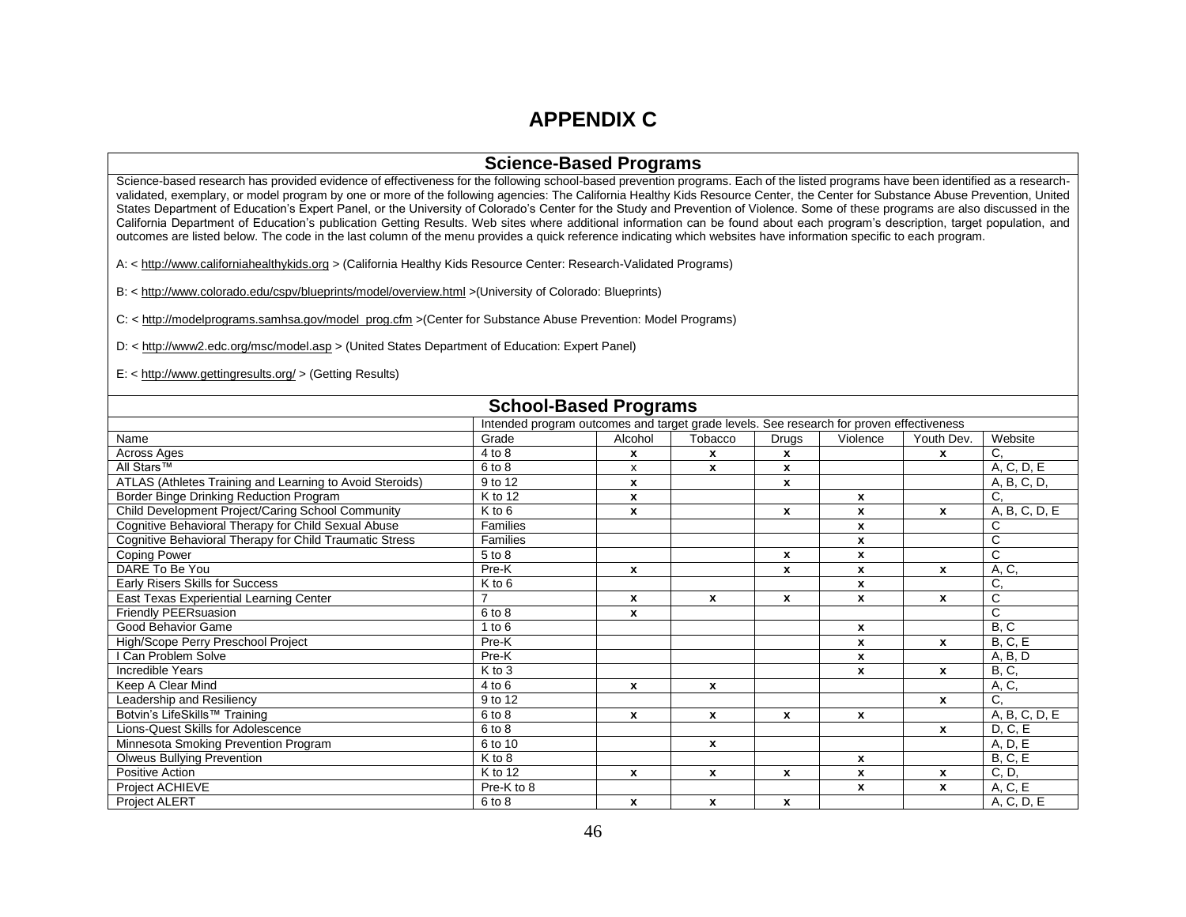# APPENDIX C

## Science-Based Programs

Science-based research has provided evidence of effectiveness for the following school-based prevention programs. Each of the listed programs have been identified as a research-validated, exemplary, or model program by one or more of the following agencies: The California Healthy Kids Resource Center, the Center for Substance Abuse Prevention, United States Department of Education's Expert Panel, or the University of Colorado's Center for the Study and Prevention of Violence. Some of these programs are also discussed in the California Department of Education's publication Getting Results. Web sites where additional information can be found about each program's description, target population, and outcomes are listed below. The code in the last column of the menu provides a quick reference indicating which websites have information specific to each program.

A: < http://www.californiahealthykids.org > (California Healthy Kids Resource Center: Research-Validated Programs)

B: < http://www.colorado.edu/cspv/blueprints/model/overview.html >(University of Colorado: Blueprints)

C: < http://modelprograms.samhsa.gov/model_prog.cfm >(Center for Substance Abuse Prevention: Model Programs)

D: < http://www2.edc.org/msc/model.asp > (United States Department of Education: Expert Panel)

E: < http://www.gettingresults.org/ > (Getting Results)

## School-Based Programs

| | Intended program outcomes and target grade levels. See research for proven effectiveness | | | | | | |
|---|---|---|---|---|---|---|---|
| Name | Grade | Alcohol | Tobacco | Drugs | Violence | Youth Dev. | Website |
| Across Ages | 4 to 8 | x | x | x | | x | C, |
| All Stars™ | 6 to 8 | x | x | x | | | A, C, D, E |
| ATLAS (Athletes Training and Learning to Avoid Steroids) | 9 to 12 | x | | x | | | A, B, C, D, |
| Border Binge Drinking Reduction Program | K to 12 | x | | | x | | C, |
| Child Development Project/Caring School Community | K to 6 | x | | x | x | x | A, B, C, D, E |
| Cognitive Behavioral Therapy for Child Sexual Abuse | Families | | | | x | | C |
| Cognitive Behavioral Therapy for Child Traumatic Stress | Families | | | | x | | C |
| Coping Power | 5 to 8 | | | x | x | | C |
| DARE To Be You | Pre-K | x | | x | x | x | A, C, |
| Early Risers Skills for Success | K to 6 | | | | x | | C, |
| East Texas Experiential Learning Center | 7 | x | x | x | x | x | C |
| Friendly PEERsuasion | 6 to 8 | x | | | | | C |
| Good Behavior Game | 1 to 6 | | | | x | | B, C |
| High/Scope Perry Preschool Project | Pre-K | | | | x | x | B, C, E |
| I Can Problem Solve | Pre-K | | | | x | | A, B, D |
| Incredible Years | K to 3 | | | | x | x | B, C, |
| Keep A Clear Mind | 4 to 6 | x | x | | | | A, C, |
| Leadership and Resiliency | 9 to 12 | | | | | x | C, |
| Botvin's LifeSkills™ Training | 6 to 8 | x | x | x | x | | A, B, C, D, E |
| Lions-Quest Skills for Adolescence | 6 to 8 | | | | | x | D, C, E |
| Minnesota Smoking Prevention Program | 6 to 10 | | x | | | | A, D, E |
| Olweus Bullying Prevention | K to 8 | | | | x | | B, C, E |
| Positive Action | K to 12 | x | x | x | x | x | C, D, |
| Project ACHIEVE | Pre-K to 8 | | | | x | x | A, C, E |
| Project ALERT | 6 to 8 | x | x | x | | | A, C, D, E |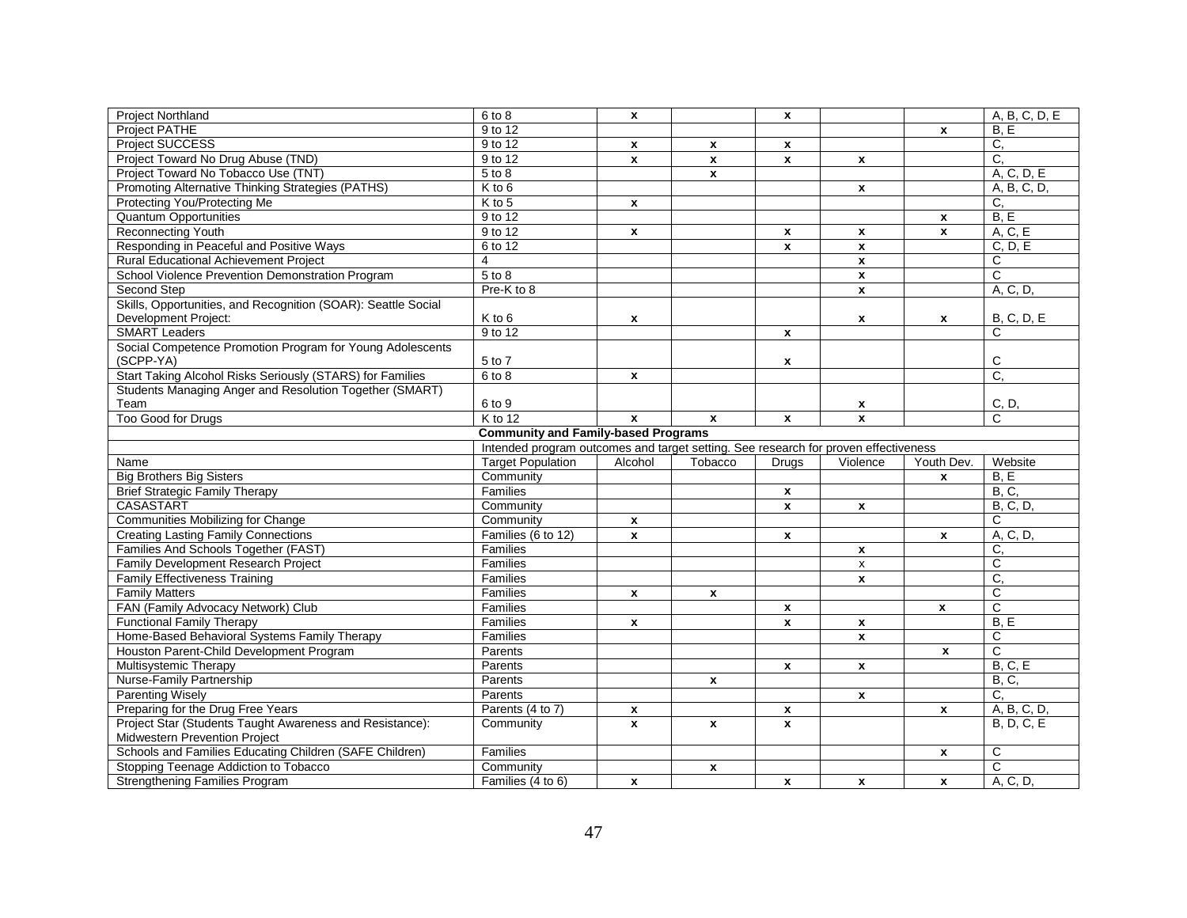| | | | | | | | |
|---|---|---|---|---|---|---|---|
| Project Northland | 6 to 8 | x | | x | | | A, B, C, D, E |
| Project PATHE | 9 to 12 | | | | | x | B, E |
| Project SUCCESS | 9 to 12 | x | x | x | | | C, |
| Project Toward No Drug Abuse (TND) | 9 to 12 | x | x | x | x | | C, |
| Project Toward No Tobacco Use (TNT) | 5 to 8 | | x | | | | A, C, D, E |
| Promoting Alternative Thinking Strategies (PATHS) | K to 6 | | | | x | | A, B, C, D, |
| Protecting You/Protecting Me | K to 5 | x | | | | | C, |
| Quantum Opportunities | 9 to 12 | | | | | x | B, E |
| Reconnecting Youth | 9 to 12 | x | | x | x | x | A, C, E |
| Responding in Peaceful and Positive Ways | 6 to 12 | | | x | x | | C, D, E |
| Rural Educational Achievement Project | 4 | | | | x | | C |
| School Violence Prevention Demonstration Program | 5 to 8 | | | | x | | C |
| Second Step | Pre-K to 8 | | | | x | | A, C, D, |
| Skills, Opportunities, and Recognition (SOAR): Seattle Social Development Project: | K to 6 | x | | | x | x | B, C, D, E |
| SMART Leaders | 9 to 12 | | | x | | | C |
| Social Competence Promotion Program for Young Adolescents (SCPP-YA) | 5 to 7 | | | x | | | C |
| Start Taking Alcohol Risks Seriously (STARS) for Families | 6 to 8 | x | | | | | C, |
| Students Managing Anger and Resolution Together (SMART) Team | 6 to 9 | | | | x | | C, D, |
| Too Good for Drugs | K to 12 | x | x | x | x | | C |
| | **Community and Family-based Programs** | | | | | | |
| | Intended program outcomes and target setting. See research for proven effectiveness | | | | | | |
| Name | Target Population | Alcohol | Tobacco | Drugs | Violence | Youth Dev. | Website |
| Big Brothers Big Sisters | Community | | | | | x | B, E |
| Brief Strategic Family Therapy | Families | | | x | | | B, C, |
| CASASTART | Community | | | x | x | | B, C, D, |
| Communities Mobilizing for Change | Community | x | | | | | C |
| Creating Lasting Family Connections | Families (6 to 12) | x | | x | | x | A, C, D, |
| Families And Schools Together (FAST) | Families | | | | x | | C, |
| Family Development Research Project | Families | | | | x | | C |
| Family Effectiveness Training | Families | | | | x | | C, |
| Family Matters | Families | x | x | | | | C |
| FAN (Family Advocacy Network) Club | Families | | | x | | x | C |
| Functional Family Therapy | Families | x | | x | x | | B, E |
| Home-Based Behavioral Systems Family Therapy | Families | | | | x | | C |
| Houston Parent-Child Development Program | Parents | | | | | x | C |
| Multisystemic Therapy | Parents | | | x | x | | B, C, E |
| Nurse-Family Partnership | Parents | | x | | | | B, C, |
| Parenting Wisely | Parents | | | | x | | C, |
| Preparing for the Drug Free Years | Parents (4 to 7) | x | | x | | x | A, B, C, D, |
| Project Star (Students Taught Awareness and Resistance): Midwestern Prevention Project | Community | x | x | x | | | B, D, C, E |
| Schools and Families Educating Children (SAFE Children) | Families | | | | | x | C |
| Stopping Teenage Addiction to Tobacco | Community | | x | | | | C |
| Strengthening Families Program | Families (4 to 6) | x | | x | x | x | A, C, D, |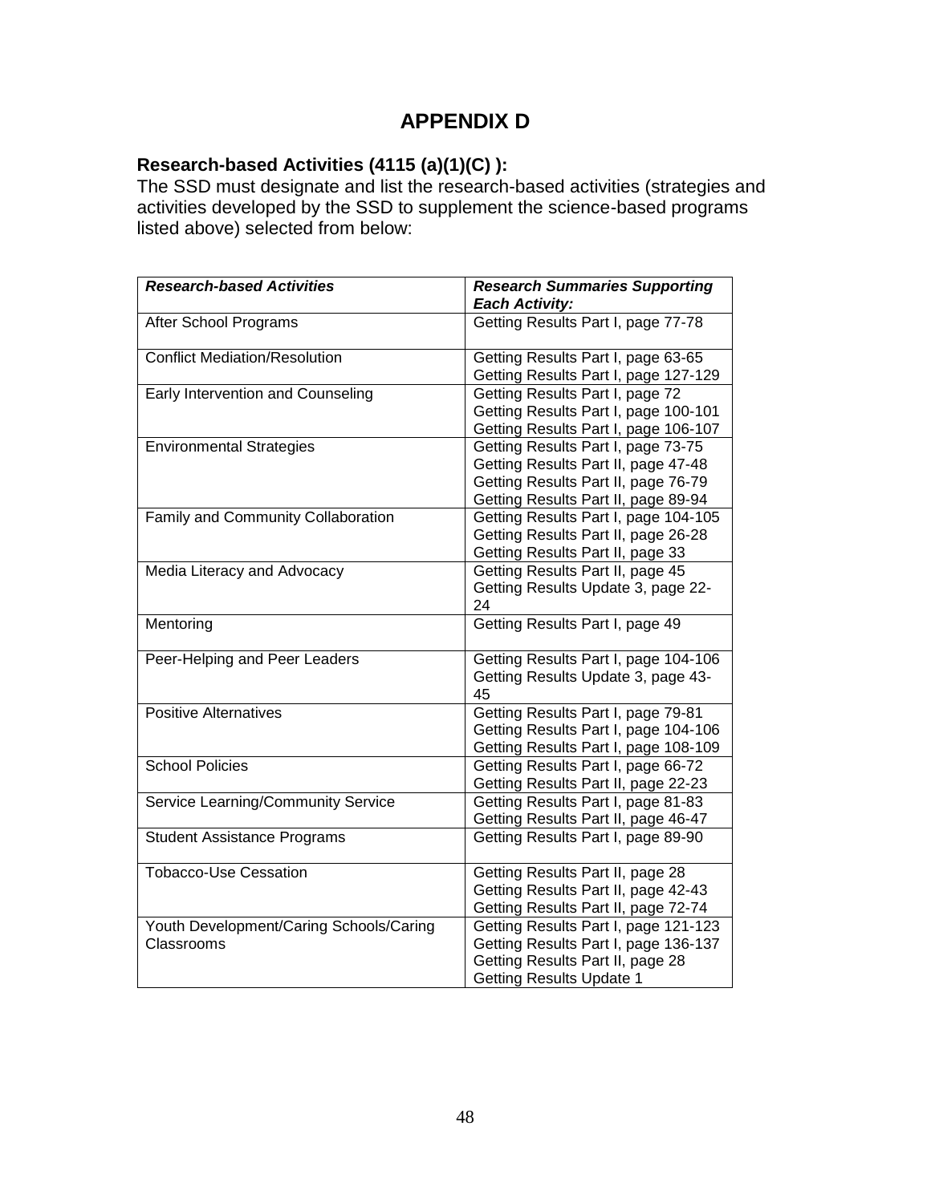# APPENDIX D

**Research-based Activities (4115 (a)(1)(C) ):**
The SSD must designate and list the research-based activities (strategies and activities developed by the SSD to supplement the science-based programs listed above) selected from below:

| ***Research-based Activities*** | ***Research Summaries Supporting Each Activity:*** |
|---|---|
| After School Programs | Getting Results Part I, page 77-78 |
| Conflict Mediation/Resolution | Getting Results Part I, page 63-65<br>Getting Results Part I, page 127-129 |
| Early Intervention and Counseling | Getting Results Part I, page 72<br>Getting Results Part I, page 100-101<br>Getting Results Part I, page 106-107 |
| Environmental Strategies | Getting Results Part I, page 73-75<br>Getting Results Part II, page 47-48<br>Getting Results Part II, page 76-79<br>Getting Results Part II, page 89-94 |
| Family and Community Collaboration | Getting Results Part I, page 104-105<br>Getting Results Part II, page 26-28<br>Getting Results Part II, page 33 |
| Media Literacy and Advocacy | Getting Results Part II, page 45<br>Getting Results Update 3, page 22-24 |
| Mentoring | Getting Results Part I, page 49 |
| Peer-Helping and Peer Leaders | Getting Results Part I, page 104-106<br>Getting Results Update 3, page 43-45 |
| Positive Alternatives | Getting Results Part I, page 79-81<br>Getting Results Part I, page 104-106<br>Getting Results Part I, page 108-109 |
| School Policies | Getting Results Part I, page 66-72<br>Getting Results Part II, page 22-23 |
| Service Learning/Community Service | Getting Results Part I, page 81-83<br>Getting Results Part II, page 46-47 |
| Student Assistance Programs | Getting Results Part I, page 89-90 |
| Tobacco-Use Cessation | Getting Results Part II, page 28<br>Getting Results Part II, page 42-43<br>Getting Results Part II, page 72-74 |
| Youth Development/Caring Schools/Caring Classrooms | Getting Results Part I, page 121-123<br>Getting Results Part I, page 136-137<br>Getting Results Part II, page 28<br>Getting Results Update 1 |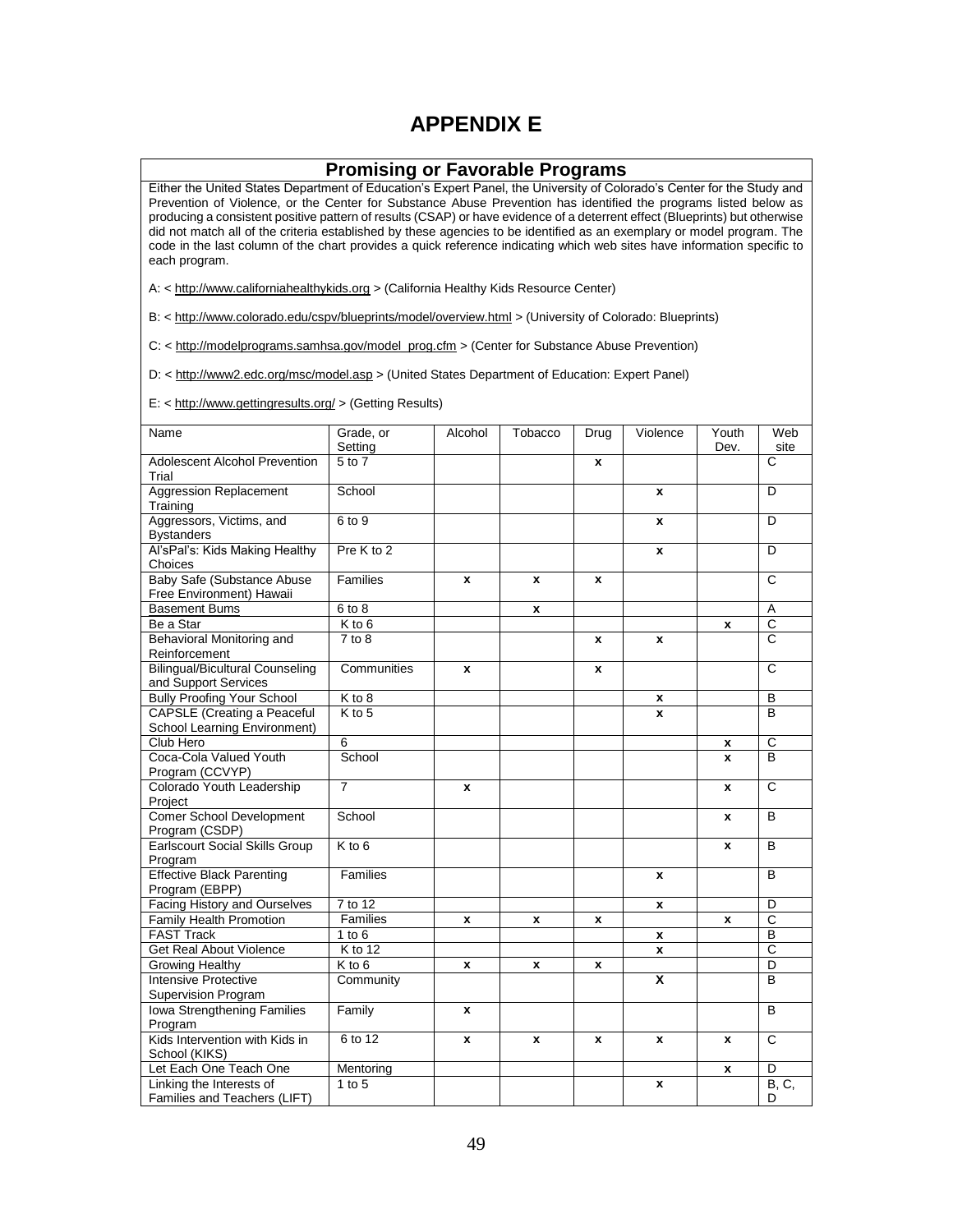# APPENDIX E

## Promising or Favorable Programs

Either the United States Department of Education's Expert Panel, the University of Colorado's Center for the Study and Prevention of Violence, or the Center for Substance Abuse Prevention has identified the programs listed below as producing a consistent positive pattern of results (CSAP) or have evidence of a deterrent effect (Blueprints) but otherwise did not match all of the criteria established by these agencies to be identified as an exemplary or model program. The code in the last column of the chart provides a quick reference indicating which web sites have information specific to each program.

A: < http://www.californiahealthykids.org > (California Healthy Kids Resource Center)

B: < http://www.colorado.edu/cspv/blueprints/model/overview.html > (University of Colorado: Blueprints)

C: < http://modelprograms.samhsa.gov/model_prog.cfm > (Center for Substance Abuse Prevention)

D: < http://www2.edc.org/msc/model.asp > (United States Department of Education: Expert Panel)

E: < http://www.gettingresults.org/ > (Getting Results)

| Name | Grade, or Setting | Alcohol | Tobacco | Drug | Violence | Youth Dev. | Web site |
|---|---|---|---|---|---|---|---|
| Adolescent Alcohol Prevention Trial | 5 to 7 | | | x | | | C |
| Aggression Replacement Training | School | | | | x | | D |
| Aggressors, Victims, and Bystanders | 6 to 9 | | | | x | | D |
| Al'sPal's: Kids Making Healthy Choices | Pre K to 2 | | | | x | | D |
| Baby Safe (Substance Abuse Free Environment) Hawaii | Families | x | x | x | | | C |
| Basement Bums | 6 to 8 | | x | | | | A |
| Be a Star | K to 6 | | | | | x | C |
| Behavioral Monitoring and Reinforcement | 7 to 8 | | | x | x | | C |
| Bilingual/Bicultural Counseling and Support Services | Communities | x | | x | | | C |
| Bully Proofing Your School | K to 8 | | | | x | | B |
| CAPSLE (Creating a Peaceful School Learning Environment) | K to 5 | | | | x | | B |
| Club Hero | 6 | | | | | x | C |
| Coca-Cola Valued Youth Program (CCVYP) | School | | | | | x | B |
| Colorado Youth Leadership Project | 7 | x | | | | x | C |
| Comer School Development Program (CSDP) | School | | | | | x | B |
| Earlscourt Social Skills Group Program | K to 6 | | | | | x | B |
| Effective Black Parenting Program (EBPP) | Families | | | | x | | B |
| Facing History and Ourselves | 7 to 12 | | | | x | | D |
| Family Health Promotion | Families | x | x | x | | x | C |
| FAST Track | 1 to 6 | | | | x | | B |
| Get Real About Violence | K to 12 | | | | x | | C |
| Growing Healthy | K to 6 | x | x | x | | | D |
| Intensive Protective Supervision Program | Community | | | | X | | B |
| Iowa Strengthening Families Program | Family | x | | | | | B |
| Kids Intervention with Kids in School (KIKS) | 6 to 12 | x | x | x | x | x | C |
| Let Each One Teach One | Mentoring | | | | | x | D |
| Linking the Interests of Families and Teachers (LIFT) | 1 to 5 | | | | x | | B, C, D |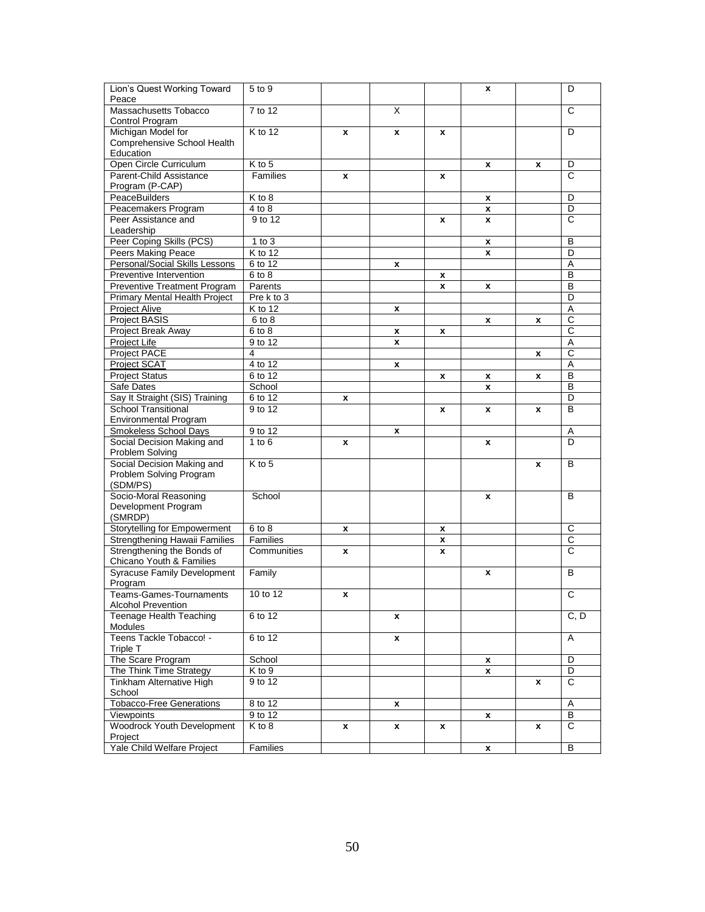| | | | | | | | |
|---|---|---|---|---|---|---|---|
| Lion's Quest Working Toward Peace | 5 to 9 | | | | x | | D |
| Massachusetts Tobacco Control Program | 7 to 12 | | X | | | | C |
| Michigan Model for Comprehensive School Health Education | K to 12 | x | x | x | | | D |
| Open Circle Curriculum | K to 5 | | | | x | x | D |
| Parent-Child Assistance Program (P-CAP) | Families | x | | x | | | C |
| PeaceBuilders | K to 8 | | | | x | | D |
| Peacemakers Program | 4 to 8 | | | | x | | D |
| Peer Assistance and Leadership | 9 to 12 | | | x | x | | C |
| Peer Coping Skills (PCS) | 1 to 3 | | | | x | | B |
| Peers Making Peace | K to 12 | | | | x | | D |
| Personal/Social Skills Lessons | 6 to 12 | | x | | | | A |
| Preventive Intervention | 6 to 8 | | | x | | | B |
| Preventive Treatment Program | Parents | | | x | x | | B |
| Primary Mental Health Project | Pre k to 3 | | | | | | D |
| Project Alive | K to 12 | | x | | | | A |
| Project BASIS | 6 to 8 | | | | x | x | C |
| Project Break Away | 6 to 8 | | x | x | | | C |
| Project Life | 9 to 12 | | x | | | | A |
| Project PACE | 4 | | | | | x | C |
| Project SCAT | 4 to 12 | | x | | | | A |
| Project Status | 6 to 12 | | | x | x | x | B |
| Safe Dates | School | | | | x | | B |
| Say It Straight (SIS) Training | 6 to 12 | x | | | | | D |
| School Transitional Environmental Program | 9 to 12 | | | x | x | x | B |
| Smokeless School Days | 9 to 12 | | x | | | | A |
| Social Decision Making and Problem Solving | 1 to 6 | x | | | x | | D |
| Social Decision Making and Problem Solving Program (SDM/PS) | K to 5 | | | | | x | B |
| Socio-Moral Reasoning Development Program (SMRDP) | School | | | | x | | B |
| Storytelling for Empowerment | 6 to 8 | x | | x | | | C |
| Strengthening Hawaii Families | Families | | | x | | | C |
| Strengthening the Bonds of Chicano Youth & Families | Communities | x | | x | | | C |
| Syracuse Family Development Program | Family | | | | x | | B |
| Teams-Games-Tournaments Alcohol Prevention | 10 to 12 | x | | | | | C |
| Teenage Health Teaching Modules | 6 to 12 | | x | | | | C, D |
| Teens Tackle Tobacco! - Triple T | 6 to 12 | | x | | | | A |
| The Scare Program | School | | | | x | | D |
| The Think Time Strategy | K to 9 | | | | x | | D |
| Tinkham Alternative High School | 9 to 12 | | | | | x | C |
| Tobacco-Free Generations | 8 to 12 | | x | | | | A |
| Viewpoints | 9 to 12 | | | | x | | B |
| Woodrock Youth Development Project | K to 8 | x | x | x | | x | C |
| Yale Child Welfare Project | Families | | | | x | | B |